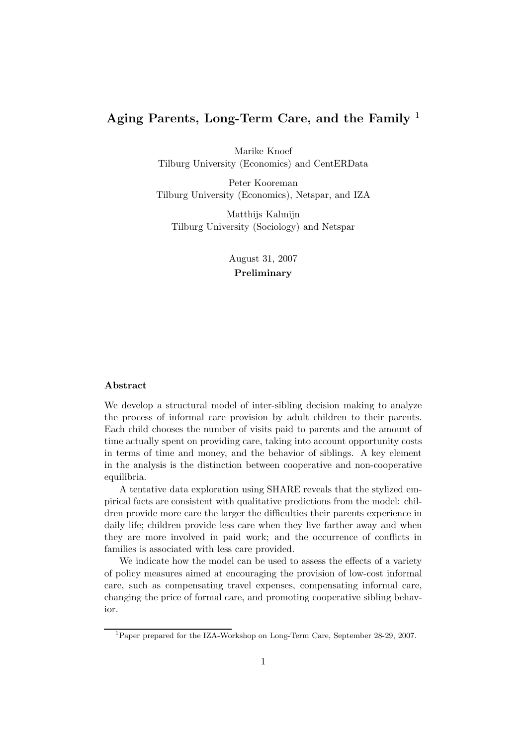# Aging Parents, Long-Term Care, and the Family [1]

Marike Knoef
Tilburg University (Economics) and CentERData

Peter Kooreman
Tilburg University (Economics), Netspar, and IZA

Matthijs Kalmijn
Tilburg University (Sociology) and Netspar

August 31, 2007
**Preliminary**

### Abstract

We develop a structural model of inter-sibling decision making to analyze the process of informal care provision by adult children to their parents. Each child chooses the number of visits paid to parents and the amount of time actually spent on providing care, taking into account opportunity costs in terms of time and money, and the behavior of siblings. A key element in the analysis is the distinction between cooperative and non-cooperative equilibria.

A tentative data exploration using SHARE reveals that the stylized empirical facts are consistent with qualitative predictions from the model: children provide more care the larger the difficulties their parents experience in daily life; children provide less care when they live farther away and when they are more involved in paid work; and the occurrence of conflicts in families is associated with less care provided.

We indicate how the model can be used to assess the effects of a variety of policy measures aimed at encouraging the provision of low-cost informal care, such as compensating travel expenses, compensating informal care, changing the price of formal care, and promoting cooperative sibling behavior.

[1] Paper prepared for the IZA-Workshop on Long-Term Care, September 28-29, 2007.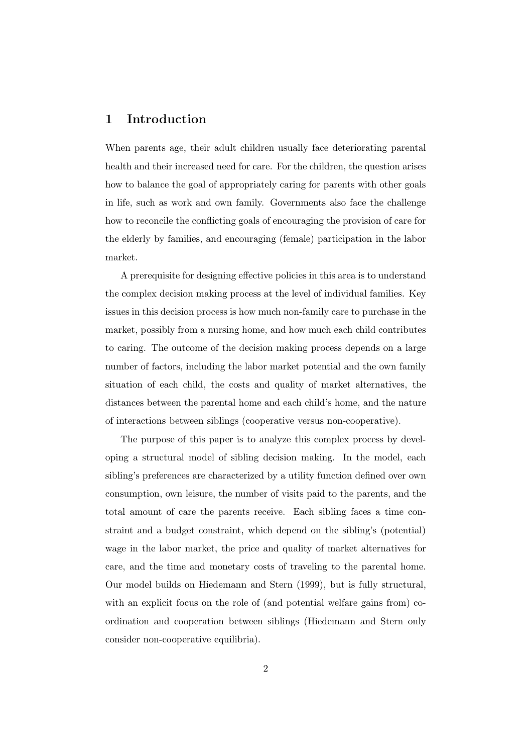# 1 Introduction

When parents age, their adult children usually face deteriorating parental health and their increased need for care. For the children, the question arises how to balance the goal of appropriately caring for parents with other goals in life, such as work and own family. Governments also face the challenge how to reconcile the conflicting goals of encouraging the provision of care for the elderly by families, and encouraging (female) participation in the labor market.

A prerequisite for designing effective policies in this area is to understand the complex decision making process at the level of individual families. Key issues in this decision process is how much non-family care to purchase in the market, possibly from a nursing home, and how much each child contributes to caring. The outcome of the decision making process depends on a large number of factors, including the labor market potential and the own family situation of each child, the costs and quality of market alternatives, the distances between the parental home and each child's home, and the nature of interactions between siblings (cooperative versus non-cooperative).

The purpose of this paper is to analyze this complex process by developing a structural model of sibling decision making. In the model, each sibling's preferences are characterized by a utility function defined over own consumption, own leisure, the number of visits paid to the parents, and the total amount of care the parents receive. Each sibling faces a time constraint and a budget constraint, which depend on the sibling's (potential) wage in the labor market, the price and quality of market alternatives for care, and the time and monetary costs of traveling to the parental home. Our model builds on Hiedemann and Stern (1999), but is fully structural, with an explicit focus on the role of (and potential welfare gains from) coordination and cooperation between siblings (Hiedemann and Stern only consider non-cooperative equilibria).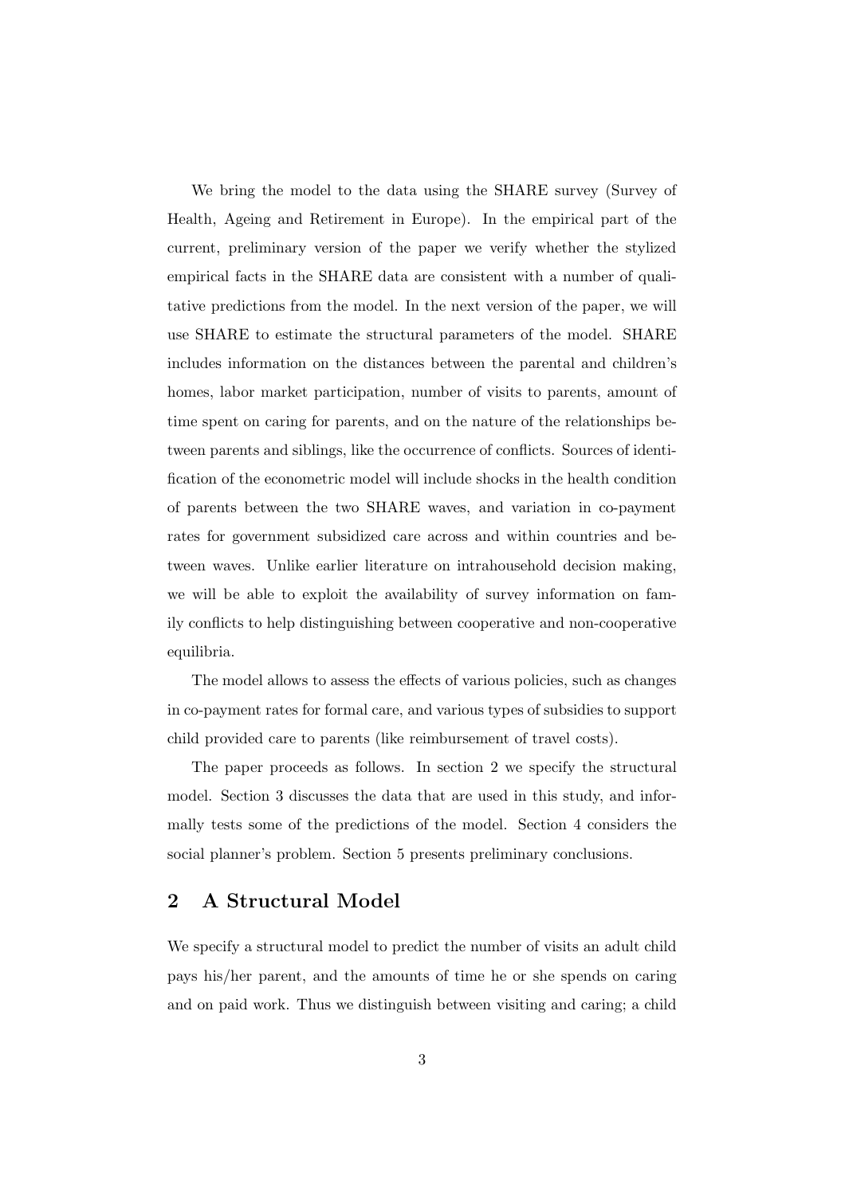We bring the model to the data using the SHARE survey (Survey of Health, Ageing and Retirement in Europe). In the empirical part of the current, preliminary version of the paper we verify whether the stylized empirical facts in the SHARE data are consistent with a number of qualitative predictions from the model. In the next version of the paper, we will use SHARE to estimate the structural parameters of the model. SHARE includes information on the distances between the parental and children's homes, labor market participation, number of visits to parents, amount of time spent on caring for parents, and on the nature of the relationships between parents and siblings, like the occurrence of conflicts. Sources of identification of the econometric model will include shocks in the health condition of parents between the two SHARE waves, and variation in co-payment rates for government subsidized care across and within countries and between waves. Unlike earlier literature on intrahousehold decision making, we will be able to exploit the availability of survey information on family conflicts to help distinguishing between cooperative and non-cooperative equilibria.

The model allows to assess the effects of various policies, such as changes in co-payment rates for formal care, and various types of subsidies to support child provided care to parents (like reimbursement of travel costs).

The paper proceeds as follows. In section 2 we specify the structural model. Section 3 discusses the data that are used in this study, and informally tests some of the predictions of the model. Section 4 considers the social planner's problem. Section 5 presents preliminary conclusions.

## 2 A Structural Model

We specify a structural model to predict the number of visits an adult child pays his/her parent, and the amounts of time he or she spends on caring and on paid work. Thus we distinguish between visiting and caring; a child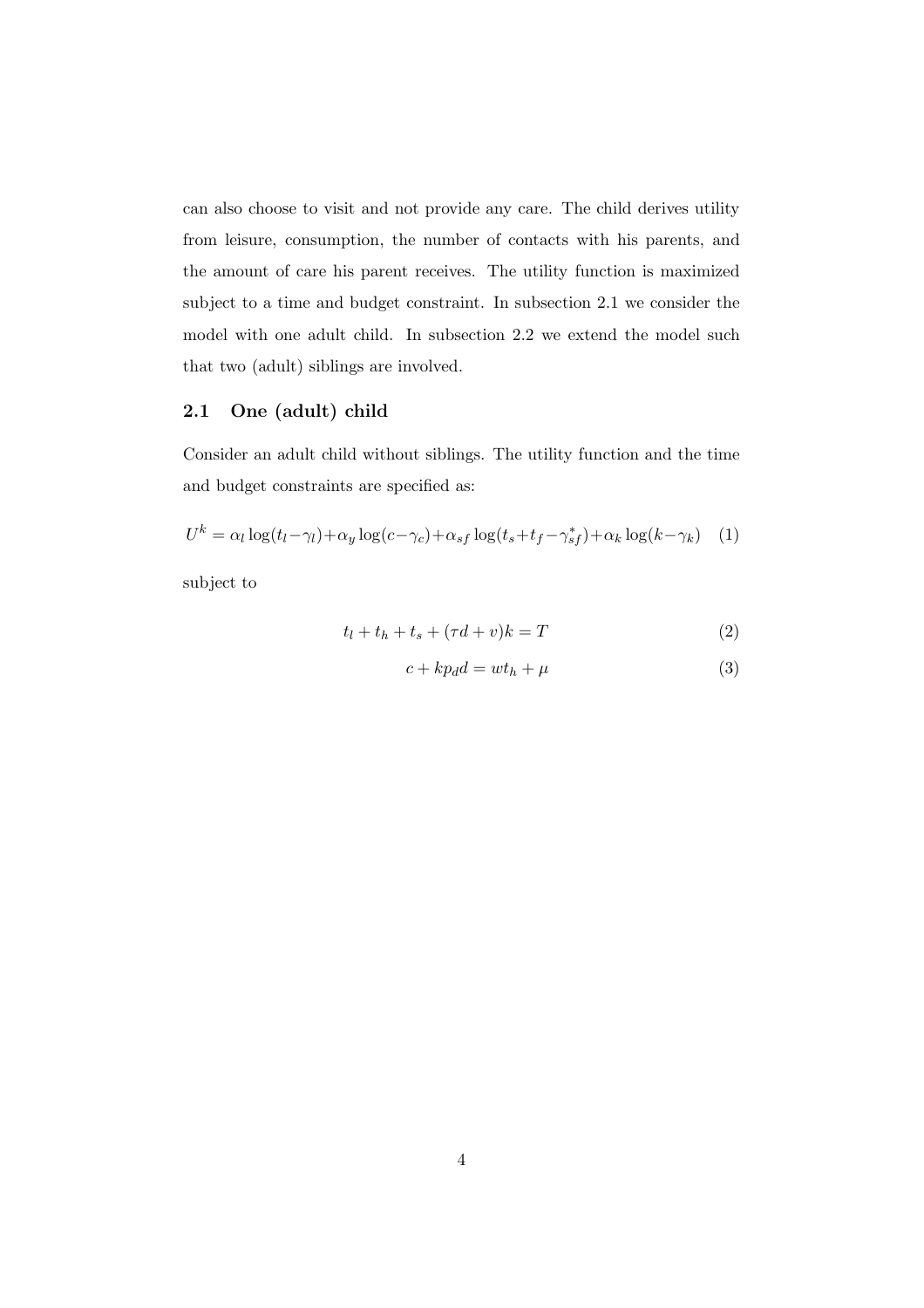can also choose to visit and not provide any care. The child derives utility from leisure, consumption, the number of contacts with his parents, and the amount of care his parent receives. The utility function is maximized subject to a time and budget constraint. In subsection 2.1 we consider the model with one adult child. In subsection 2.2 we extend the model such that two (adult) siblings are involved.

## 2.1 One (adult) child

Consider an adult child without siblings. The utility function and the time and budget constraints are specified as:

$$U^k = \alpha_l \log(t_l - \gamma_l) + \alpha_y \log(c - \gamma_c) + \alpha_{sf} \log(t_s + t_f - \gamma_{sf}^*) + \alpha_k \log(k - \gamma_k) \quad (1)$$

subject to

$$t_l + t_h + t_s + (\tau d + v)k = T \quad (2)$$

$$c + k p_d d = w t_h + \mu \quad (3)$$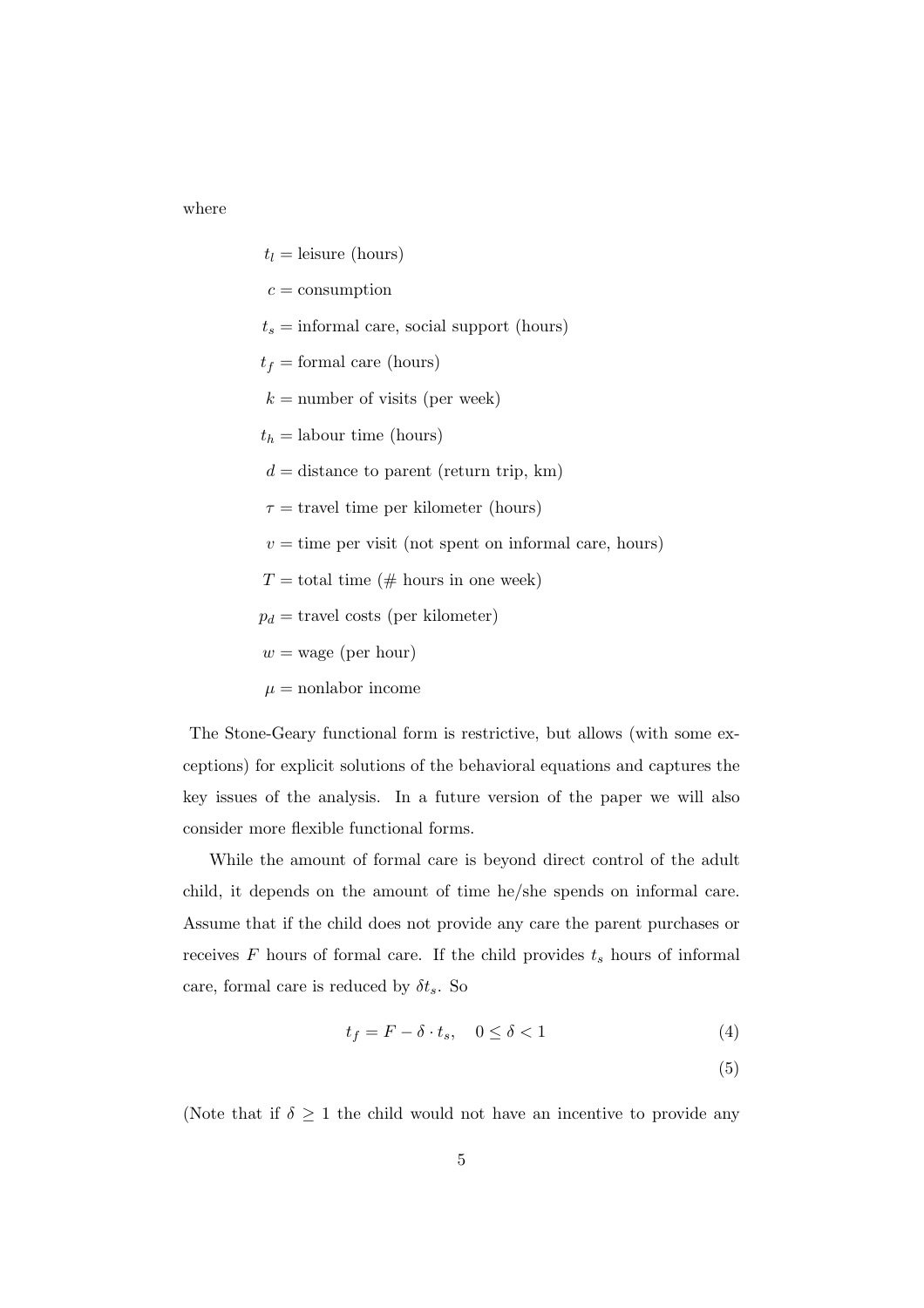where

$t_l$ = leisure (hours)

$c$ = consumption

$t_s$ = informal care, social support (hours)

$t_f$ = formal care (hours)

$k$ = number of visits (per week)

$t_h$ = labour time (hours)

$d$ = distance to parent (return trip, km)

$\tau$ = travel time per kilometer (hours)

$v$ = time per visit (not spent on informal care, hours)

$T$ = total time (# hours in one week)

$p_d$ = travel costs (per kilometer)

$w$ = wage (per hour)

$\mu$ = nonlabor income

The Stone-Geary functional form is restrictive, but allows (with some exceptions) for explicit solutions of the behavioral equations and captures the key issues of the analysis. In a future version of the paper we will also consider more flexible functional forms.

While the amount of formal care is beyond direct control of the adult child, it depends on the amount of time he/she spends on informal care. Assume that if the child does not provide any care the parent purchases or receives $F$ hours of formal care. If the child provides $t_s$ hours of informal care, formal care is reduced by $\delta t_s$. So

$$t_f = F - \delta \cdot t_s, \quad 0 \leq \delta < 1 \tag{4}$$

$$\tag{5}$$

(Note that if $\delta \geq 1$ the child would not have an incentive to provide any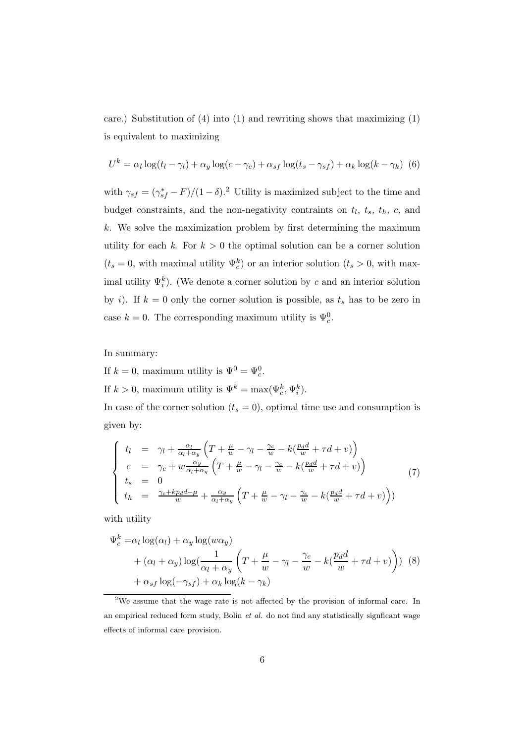care.) Substitution of (4) into (1) and rewriting shows that maximizing (1) is equivalent to maximizing

$$U^k = \alpha_l \log(t_l - \gamma_l) + \alpha_y \log(c - \gamma_c) + \alpha_{sf} \log(t_s - \gamma_{sf}) + \alpha_k \log(k - \gamma_k) \quad (6)$$

with $\gamma_{sf} = (\gamma_{sf}^* - F)/(1-\delta)$.[2] Utility is maximized subject to the time and budget constraints, and the non-negativity contraints on $t_l$, $t_s$, $t_h$, $c$, and $k$. We solve the maximization problem by first determining the maximum utility for each $k$. For $k > 0$ the optimal solution can be a corner solution ($t_s = 0$, with maximal utility $\Psi_c^k$) or an interior solution ($t_s > 0$, with maximal utility $\Psi_i^k$). (We denote a corner solution by $c$ and an interior solution by $i$). If $k = 0$ only the corner solution is possible, as $t_s$ has to be zero in case $k = 0$. The corresponding maximum utility is $\Psi_c^0$.

In summary:

If $k = 0$, maximum utility is $\Psi^0 = \Psi_c^0$.

If $k > 0$, maximum utility is $\Psi^k = \max(\Psi_c^k, \Psi_i^k)$.

In case of the corner solution ($t_s = 0$), optimal time use and consumption is given by:

$$\left\{ \begin{array}{lcl} t_l & = & \gamma_l + \frac{\alpha_l}{\alpha_l+\alpha_y}\left(T + \frac{\mu}{w} - \gamma_l - \frac{\gamma_c}{w} - k(\frac{p_d d}{w} + \tau d + v)\right) \\ c & = & \gamma_c + w\frac{\alpha_y}{\alpha_l+\alpha_y}\left(T + \frac{\mu}{w} - \gamma_l - \frac{\gamma_c}{w} - k(\frac{p_d d}{w} + \tau d + v)\right) \\ t_s & = & 0 \\ t_h & = & \frac{\gamma_c + kp_d d - \mu}{w} + \frac{\alpha_y}{\alpha_l+\alpha_y}\left(T + \frac{\mu}{w} - \gamma_l - \frac{\gamma_c}{w} - k(\frac{p_d d}{w} + \tau d + v)\right)) \end{array} \right. \quad (7)$$

with utility

$$\begin{aligned} \Psi_c^k = & \alpha_l \log(\alpha_l) + \alpha_y \log(w\alpha_y) \\ & + (\alpha_l + \alpha_y)\log(\frac{1}{\alpha_l+\alpha_y}\left(T + \frac{\mu}{w} - \gamma_l - \frac{\gamma_c}{w} - k(\frac{p_d d}{w} + \tau d + v)\right)) \quad (8) \\ & + \alpha_{sf}\log(-\gamma_{sf}) + \alpha_k \log(k - \gamma_k) \end{aligned}$$

[2] We assume that the wage rate is not affected by the provision of informal care. In an empirical reduced form study, Bolin *et al.* do not find any statistically signficant wage effects of informal care provision.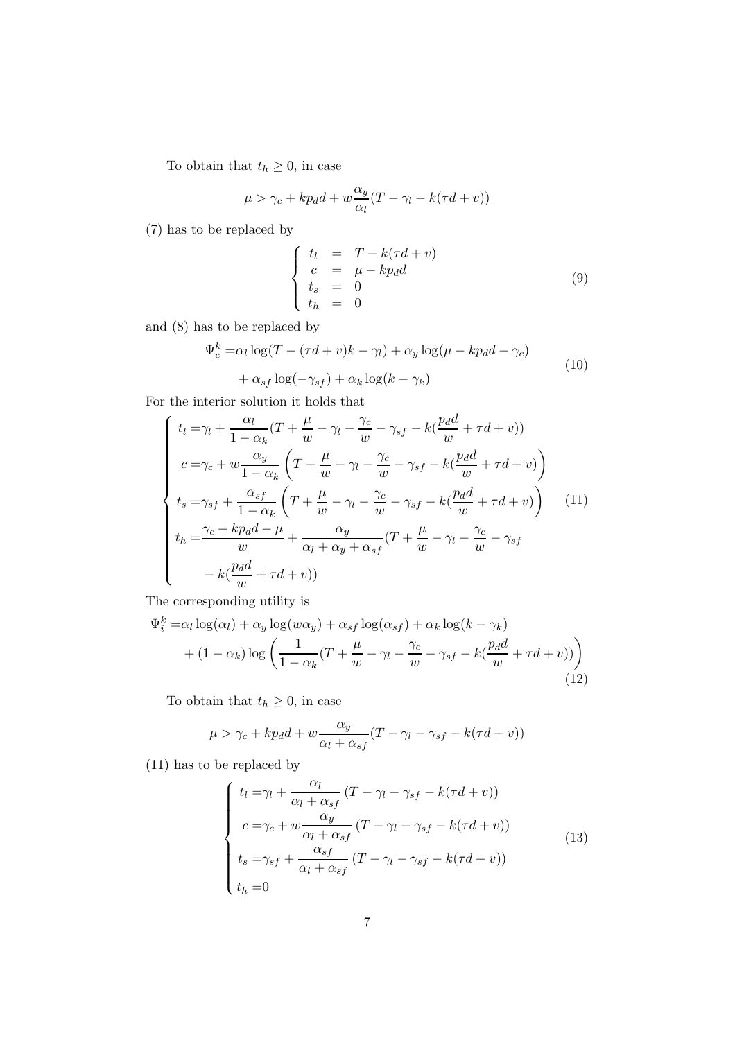To obtain that $t_h \geq 0$, in case

$$\mu > \gamma_c + kp_d d + w\frac{\alpha_y}{\alpha_l}(T - \gamma_l - k(\tau d + v))$$

(7) has to be replaced by

$$\left\{ \begin{array}{lcl} t_l & = & T - k(\tau d + v) \\ c & = & \mu - kp_d d \\ t_s & = & 0 \\ t_h & = & 0 \end{array} \right. \tag{9}$$

and (8) has to be replaced by

$$\begin{aligned} \Psi_c^k =& \alpha_l \log(T - (\tau d + v)k - \gamma_l) + \alpha_y \log(\mu - kp_d d - \gamma_c) \\ &+ \alpha_{sf} \log(-\gamma_{sf}) + \alpha_k \log(k - \gamma_k) \end{aligned} \tag{10}$$

For the interior solution it holds that

$$\left\{ \begin{aligned} t_l =& \gamma_l + \frac{\alpha_l}{1-\alpha_k}(T + \frac{\mu}{w} - \gamma_l - \frac{\gamma_c}{w} - \gamma_{sf} - k(\frac{p_d d}{w} + \tau d + v)) \\ c =& \gamma_c + w\frac{\alpha_y}{1-\alpha_k}\left(T + \frac{\mu}{w} - \gamma_l - \frac{\gamma_c}{w} - \gamma_{sf} - k(\frac{p_d d}{w} + \tau d + v)\right) \\ t_s =& \gamma_{sf} + \frac{\alpha_{sf}}{1-\alpha_k}\left(T + \frac{\mu}{w} - \gamma_l - \frac{\gamma_c}{w} - \gamma_{sf} - k(\frac{p_d d}{w} + \tau d + v)\right) \\ t_h =& \frac{\gamma_c + kp_d d - \mu}{w} + \frac{\alpha_y}{\alpha_l + \alpha_y + \alpha_{sf}}(T + \frac{\mu}{w} - \gamma_l - \frac{\gamma_c}{w} - \gamma_{sf} \\ & - k(\frac{p_d d}{w} + \tau d + v)) \end{aligned} \right. \tag{11}$$

The corresponding utility is

$$\begin{aligned} \Psi_i^k =& \alpha_l \log(\alpha_l) + \alpha_y \log(w\alpha_y) + \alpha_{sf} \log(\alpha_{sf}) + \alpha_k \log(k - \gamma_k) \\ &+ (1-\alpha_k)\log\left(\frac{1}{1-\alpha_k}(T + \frac{\mu}{w} - \gamma_l - \frac{\gamma_c}{w} - \gamma_{sf} - k(\frac{p_d d}{w} + \tau d + v))\right) \end{aligned} \tag{12}$$

To obtain that $t_h \geq 0$, in case

$$\mu > \gamma_c + kp_d d + w\frac{\alpha_y}{\alpha_l + \alpha_{sf}}(T - \gamma_l - \gamma_{sf} - k(\tau d + v))$$

(11) has to be replaced by

$$\left\{ \begin{aligned} t_l =& \gamma_l + \frac{\alpha_l}{\alpha_l + \alpha_{sf}}\left(T - \gamma_l - \gamma_{sf} - k(\tau d + v)\right) \\ c =& \gamma_c + w\frac{\alpha_y}{\alpha_l + \alpha_{sf}}\left(T - \gamma_l - \gamma_{sf} - k(\tau d + v)\right) \\ t_s =& \gamma_{sf} + \frac{\alpha_{sf}}{\alpha_l + \alpha_{sf}}\left(T - \gamma_l - \gamma_{sf} - k(\tau d + v)\right) \\ t_h =& 0 \end{aligned} \right. \tag{13}$$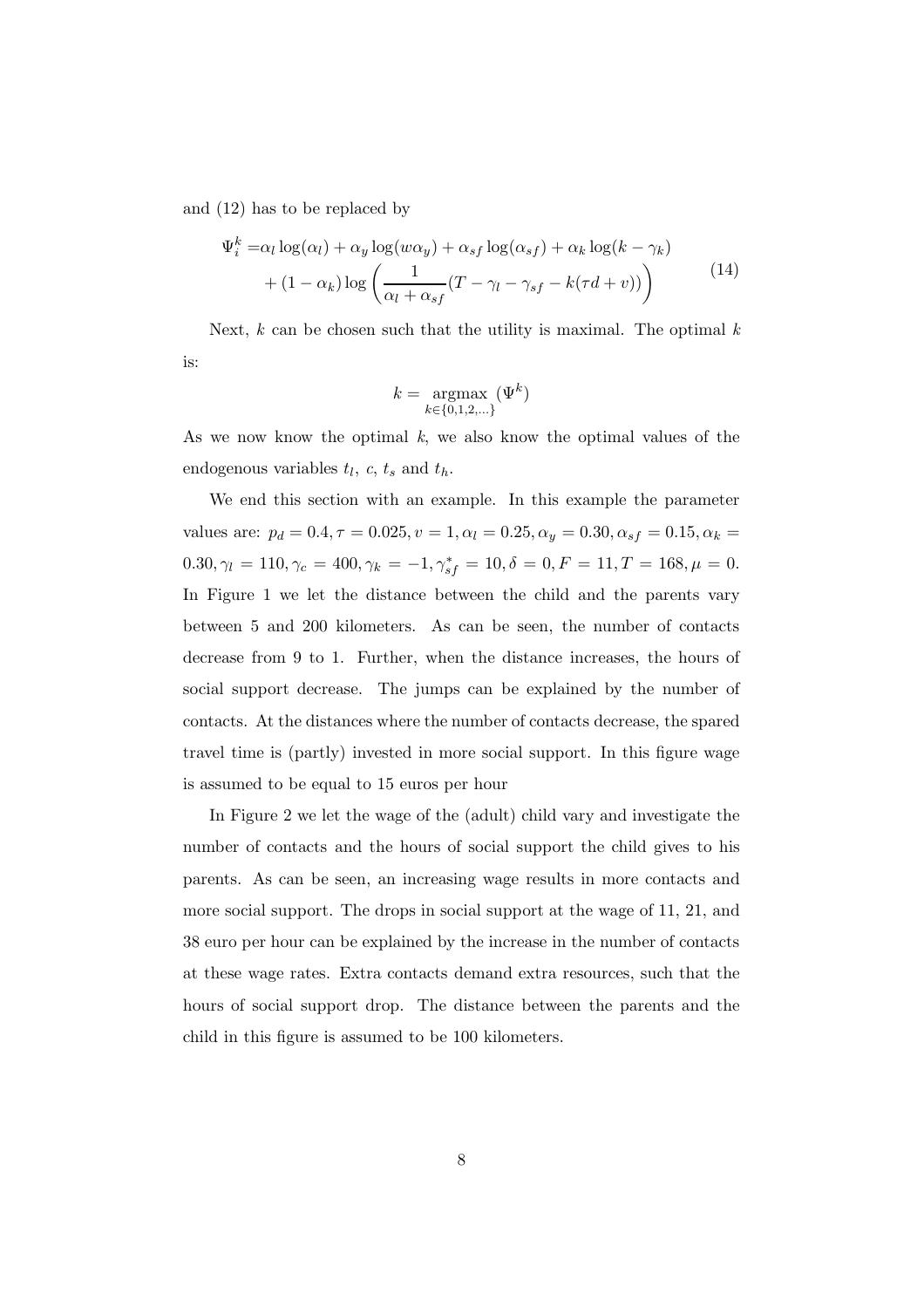and (12) has to be replaced by

$$\Psi_i^k = \alpha_l \log(\alpha_l) + \alpha_y \log(w\alpha_y) + \alpha_{sf} \log(\alpha_{sf}) + \alpha_k \log(k - \gamma_k) + (1 - \alpha_k) \log\left(\frac{1}{\alpha_l + \alpha_{sf}}(T - \gamma_l - \gamma_{sf} - k(\tau d + v))\right) \tag{14}$$

Next, $k$ can be chosen such that the utility is maximal. The optimal $k$ is:

$$k = \underset{k \in \{0,1,2,\ldots\}}{\operatorname{argmax}} (\Psi^k)$$

As we now know the optimal $k$, we also know the optimal values of the endogenous variables $t_l$, $c$, $t_s$ and $t_h$.

We end this section with an example. In this example the parameter values are: $p_d = 0.4, \tau = 0.025, v = 1, \alpha_l = 0.25, \alpha_y = 0.30, \alpha_{sf} = 0.15, \alpha_k = 0.30, \gamma_l = 110, \gamma_c = 400, \gamma_k = -1, \gamma_{sf}^* = 10, \delta = 0, F = 11, T = 168, \mu = 0$. In Figure 1 we let the distance between the child and the parents vary between 5 and 200 kilometers. As can be seen, the number of contacts decrease from 9 to 1. Further, when the distance increases, the hours of social support decrease. The jumps can be explained by the number of contacts. At the distances where the number of contacts decrease, the spared travel time is (partly) invested in more social support. In this figure wage is assumed to be equal to 15 euros per hour

In Figure 2 we let the wage of the (adult) child vary and investigate the number of contacts and the hours of social support the child gives to his parents. As can be seen, an increasing wage results in more contacts and more social support. The drops in social support at the wage of 11, 21, and 38 euro per hour can be explained by the increase in the number of contacts at these wage rates. Extra contacts demand extra resources, such that the hours of social support drop. The distance between the parents and the child in this figure is assumed to be 100 kilometers.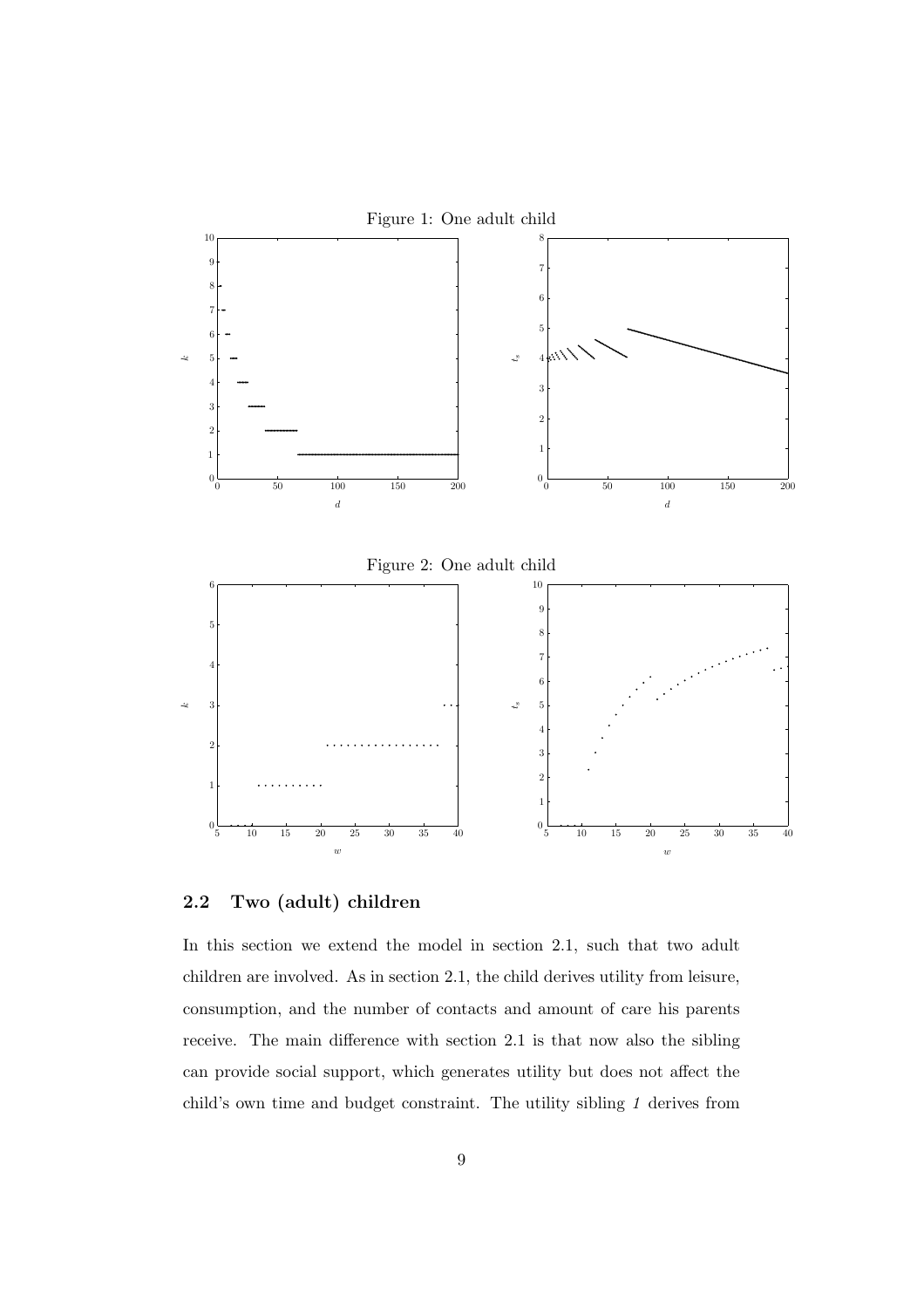Figure 1: One adult child

Figure 2: One adult child

### 2.2 Two (adult) children

In this section we extend the model in section 2.1, such that two adult children are involved. As in section 2.1, the child derives utility from leisure, consumption, and the number of contacts and amount of care his parents receive. The main difference with section 2.1 is that now also the sibling can provide social support, which generates utility but does not affect the child's own time and budget constraint. The utility sibling *1* derives from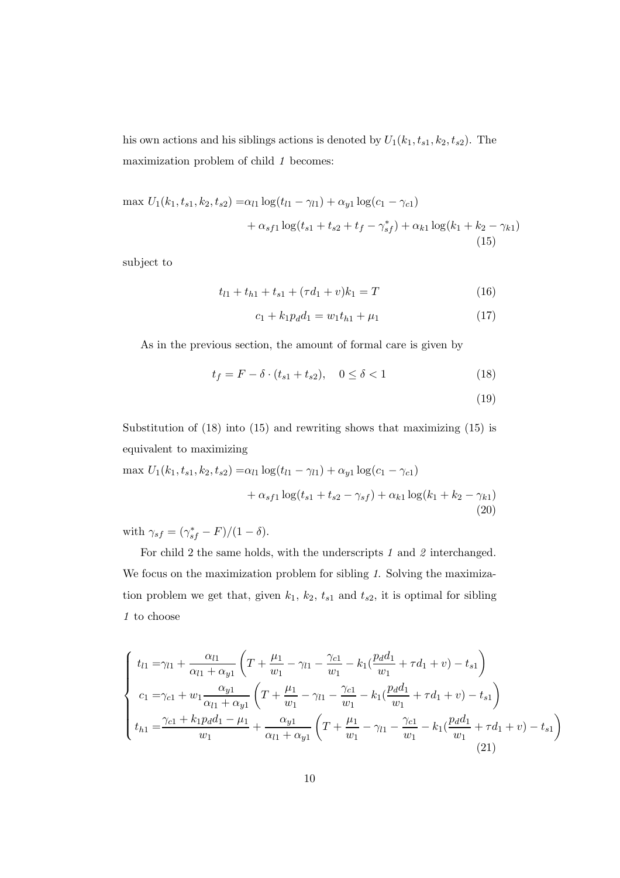his own actions and his siblings actions is denoted by $U_1(k_1, t_{s1}, k_2, t_{s2})$. The maximization problem of child *1* becomes:

$$
\begin{aligned}
\max\ U_1(k_1, t_{s1}, k_2, t_{s2}) =& \alpha_{l1} \log(t_{l1} - \gamma_{l1}) + \alpha_{y1} \log(c_1 - \gamma_{c1}) \\
&+ \alpha_{sf1} \log(t_{s1} + t_{s2} + t_f - \gamma^*_{sf}) + \alpha_{k1} \log(k_1 + k_2 - \gamma_{k1})
\end{aligned}
\tag{15}
$$

subject to

$$
t_{l1} + t_{h1} + t_{s1} + (\tau d_1 + v) k_1 = T \tag{16}
$$

$$
c_1 + k_1 p_d d_1 = w_1 t_{h1} + \mu_1 \tag{17}
$$

As in the previous section, the amount of formal care is given by

$$
t_f = F - \delta \cdot (t_{s1} + t_{s2}), \quad 0 \leq \delta < 1 \tag{18}
$$

$$
\tag{19}
$$

Substitution of (18) into (15) and rewriting shows that maximizing (15) is equivalent to maximizing

$$
\begin{aligned}
\max\ U_1(k_1, t_{s1}, k_2, t_{s2}) =& \alpha_{l1} \log(t_{l1} - \gamma_{l1}) + \alpha_{y1} \log(c_1 - \gamma_{c1}) \\
&+ \alpha_{sf1} \log(t_{s1} + t_{s2} - \gamma_{sf}) + \alpha_{k1} \log(k_1 + k_2 - \gamma_{k1})
\end{aligned}
\tag{20}
$$

with $\gamma_{sf} = (\gamma^*_{sf} - F)/(1 - \delta)$.

For child 2 the same holds, with the underscripts *1* and *2* interchanged. We focus on the maximization problem for sibling *1*. Solving the maximization problem we get that, given $k_1$, $k_2$, $t_{s1}$ and $t_{s2}$, it is optimal for sibling *1* to choose

$$
\begin{cases}
t_{l1} = \gamma_{l1} + \dfrac{\alpha_{l1}}{\alpha_{l1} + \alpha_{y1}} \left( T + \dfrac{\mu_1}{w_1} - \gamma_{l1} - \dfrac{\gamma_{c1}}{w_1} - k_1 (\dfrac{p_d d_1}{w_1} + \tau d_1 + v) - t_{s1} \right) \\
c_1 = \gamma_{c1} + w_1 \dfrac{\alpha_{y1}}{\alpha_{l1} + \alpha_{y1}} \left( T + \dfrac{\mu_1}{w_1} - \gamma_{l1} - \dfrac{\gamma_{c1}}{w_1} - k_1 (\dfrac{p_d d_1}{w_1} + \tau d_1 + v) - t_{s1} \right) \\
t_{h1} = \dfrac{\gamma_{c1} + k_1 p_d d_1 - \mu_1}{w_1} + \dfrac{\alpha_{y1}}{\alpha_{l1} + \alpha_{y1}} \left( T + \dfrac{\mu_1}{w_1} - \gamma_{l1} - \dfrac{\gamma_{c1}}{w_1} - k_1 (\dfrac{p_d d_1}{w_1} + \tau d_1 + v) - t_{s1} \right)
\end{cases}
\tag{21}
$$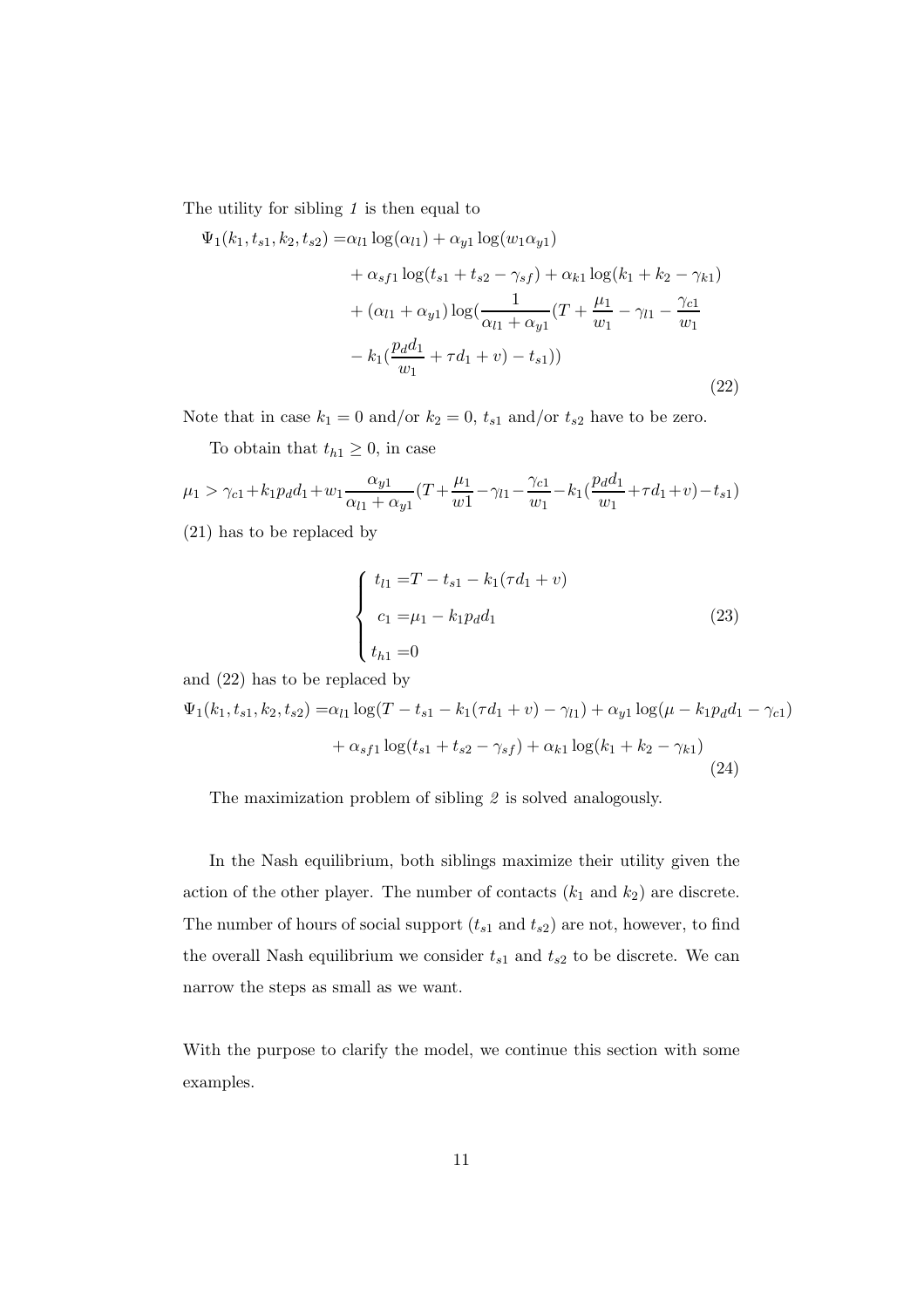The utility for sibling *1* is then equal to

$$
\begin{aligned}
\Psi_1(k_1, t_{s1}, k_2, t_{s2}) =& \alpha_{l1} \log(\alpha_{l1}) + \alpha_{y1} \log(w_1 \alpha_{y1}) \\
&+ \alpha_{sf1} \log(t_{s1} + t_{s2} - \gamma_{sf}) + \alpha_{k1} \log(k_1 + k_2 - \gamma_{k1}) \\
&+ (\alpha_{l1} + \alpha_{y1}) \log(\frac{1}{\alpha_{l1} + \alpha_{y1}}(T + \frac{\mu_1}{w_1} - \gamma_{l1} - \frac{\gamma_{c1}}{w_1} \\
&- k_1(\frac{p_d d_1}{w_1} + \tau d_1 + v) - t_{s1}))
\end{aligned}
\tag{22}
$$

Note that in case $k_1 = 0$ and/or $k_2 = 0$, $t_{s1}$ and/or $t_{s2}$ have to be zero.

To obtain that $t_{h1} \geq 0$, in case

$$
\mu_1 > \gamma_{c1} + k_1 p_d d_1 + w_1 \frac{\alpha_{y1}}{\alpha_{l1} + \alpha_{y1}}(T + \frac{\mu_1}{w1} - \gamma_{l1} - \frac{\gamma_{c1}}{w_1} - k_1(\frac{p_d d_1}{w_1} + \tau d_1 + v) - t_{s1})
$$

(21) has to be replaced by

$$
\begin{cases}
t_{l1} = T - t_{s1} - k_1(\tau d_1 + v) \\
c_1 = \mu_1 - k_1 p_d d_1 \\
t_{h1} = 0
\end{cases}
\tag{23}
$$

and (22) has to be replaced by

$$
\begin{aligned}
\Psi_1(k_1, t_{s1}, k_2, t_{s2}) =& \alpha_{l1} \log(T - t_{s1} - k_1(\tau d_1 + v) - \gamma_{l1}) + \alpha_{y1} \log(\mu - k_1 p_d d_1 - \gamma_{c1}) \\
&+ \alpha_{sf1} \log(t_{s1} + t_{s2} - \gamma_{sf}) + \alpha_{k1} \log(k_1 + k_2 - \gamma_{k1})
\end{aligned}
\tag{24}
$$

The maximization problem of sibling *2* is solved analogously.

In the Nash equilibrium, both siblings maximize their utility given the action of the other player. The number of contacts ($k_1$ and $k_2$) are discrete. The number of hours of social support ($t_{s1}$ and $t_{s2}$) are not, however, to find the overall Nash equilibrium we consider $t_{s1}$ and $t_{s2}$ to be discrete. We can narrow the steps as small as we want.

With the purpose to clarify the model, we continue this section with some examples.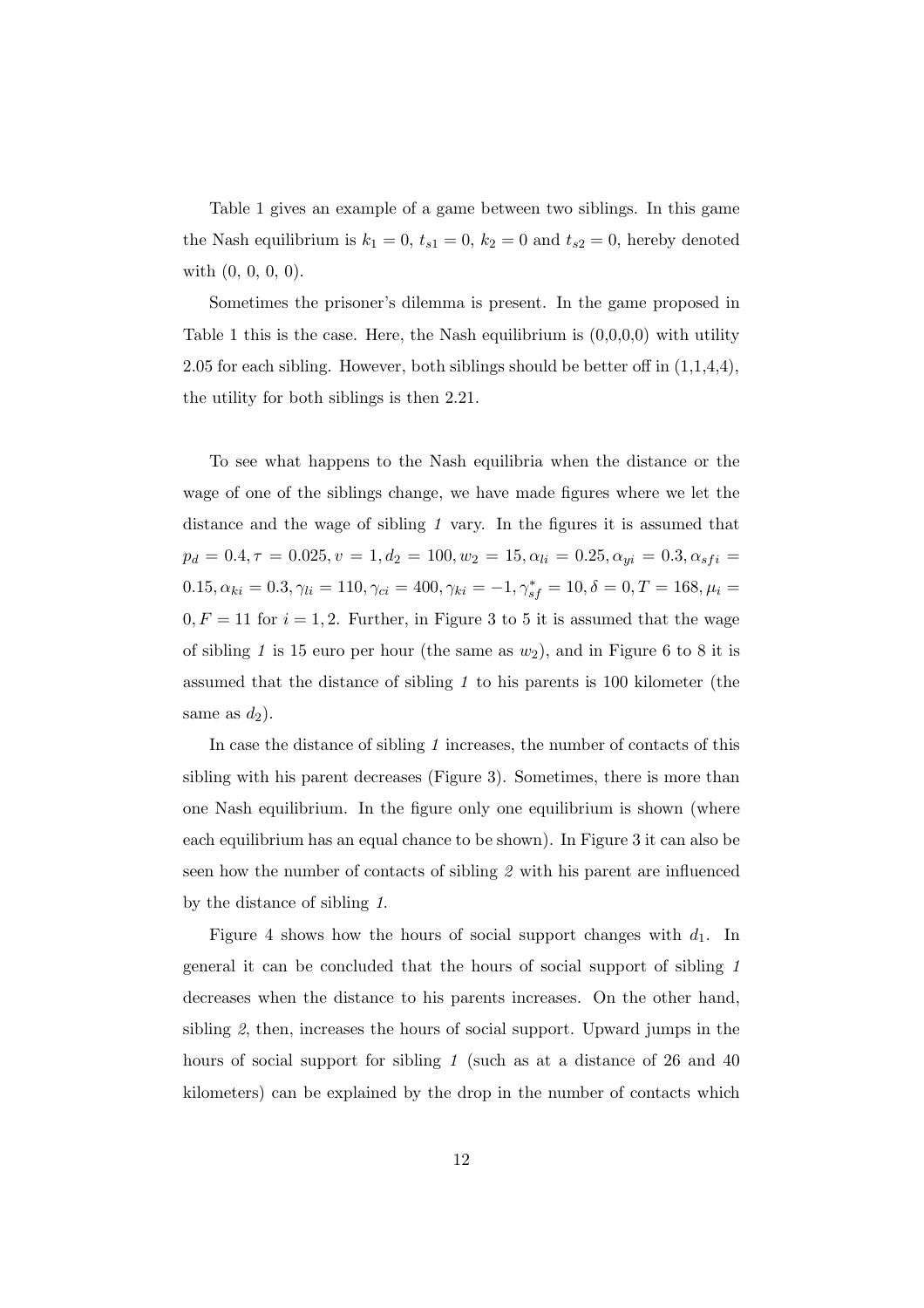Table 1 gives an example of a game between two siblings. In this game the Nash equilibrium is $k_1 = 0$, $t_{s1} = 0$, $k_2 = 0$ and $t_{s2} = 0$, hereby denoted with (0, 0, 0, 0).

Sometimes the prisoner's dilemma is present. In the game proposed in Table 1 this is the case. Here, the Nash equilibrium is (0,0,0,0) with utility 2.05 for each sibling. However, both siblings should be better off in (1,1,4,4), the utility for both siblings is then 2.21.

To see what happens to the Nash equilibria when the distance or the wage of one of the siblings change, we have made figures where we let the distance and the wage of sibling *1* vary. In the figures it is assumed that $p_d = 0.4, \tau = 0.025, v = 1, d_2 = 100, w_2 = 15, \alpha_{li} = 0.25, \alpha_{yi} = 0.3, \alpha_{sfi} = 0.15, \alpha_{ki} = 0.3, \gamma_{li} = 110, \gamma_{ci} = 400, \gamma_{ki} = -1, \gamma^*_{sf} = 10, \delta = 0, T = 168, \mu_i = 0, F = 11$ for $i = 1, 2$. Further, in Figure 3 to 5 it is assumed that the wage of sibling *1* is 15 euro per hour (the same as $w_2$), and in Figure 6 to 8 it is assumed that the distance of sibling *1* to his parents is 100 kilometer (the same as $d_2$).

In case the distance of sibling *1* increases, the number of contacts of this sibling with his parent decreases (Figure 3). Sometimes, there is more than one Nash equilibrium. In the figure only one equilibrium is shown (where each equilibrium has an equal chance to be shown). In Figure 3 it can also be seen how the number of contacts of sibling *2* with his parent are influenced by the distance of sibling *1*.

Figure 4 shows how the hours of social support changes with $d_1$. In general it can be concluded that the hours of social support of sibling *1* decreases when the distance to his parents increases. On the other hand, sibling *2*, then, increases the hours of social support. Upward jumps in the hours of social support for sibling *1* (such as at a distance of 26 and 40 kilometers) can be explained by the drop in the number of contacts which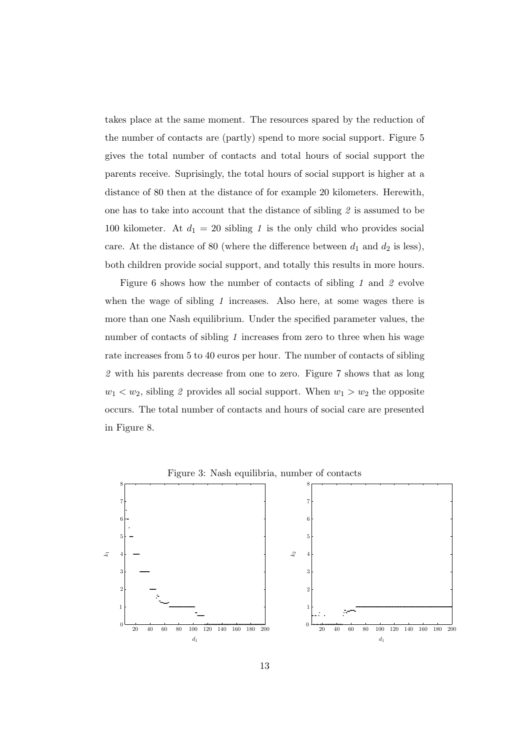takes place at the same moment. The resources spared by the reduction of the number of contacts are (partly) spend to more social support. Figure 5 gives the total number of contacts and total hours of social support the parents receive. Suprisingly, the total hours of social support is higher at a distance of 80 then at the distance of for example 20 kilometers. Herewith, one has to take into account that the distance of sibling *2* is assumed to be 100 kilometer. At $d_1 = 20$ sibling *1* is the only child who provides social care. At the distance of 80 (where the difference between $d_1$ and $d_2$ is less), both children provide social support, and totally this results in more hours.

Figure 6 shows how the number of contacts of sibling *1* and *2* evolve when the wage of sibling *1* increases. Also here, at some wages there is more than one Nash equilibrium. Under the specified parameter values, the number of contacts of sibling *1* increases from zero to three when his wage rate increases from 5 to 40 euros per hour. The number of contacts of sibling *2* with his parents decrease from one to zero. Figure 7 shows that as long $w_1 < w_2$, sibling *2* provides all social support. When $w_1 > w_2$ the opposite occurs. The total number of contacts and hours of social care are presented in Figure 8.

Figure 3: Nash equilibria, number of contacts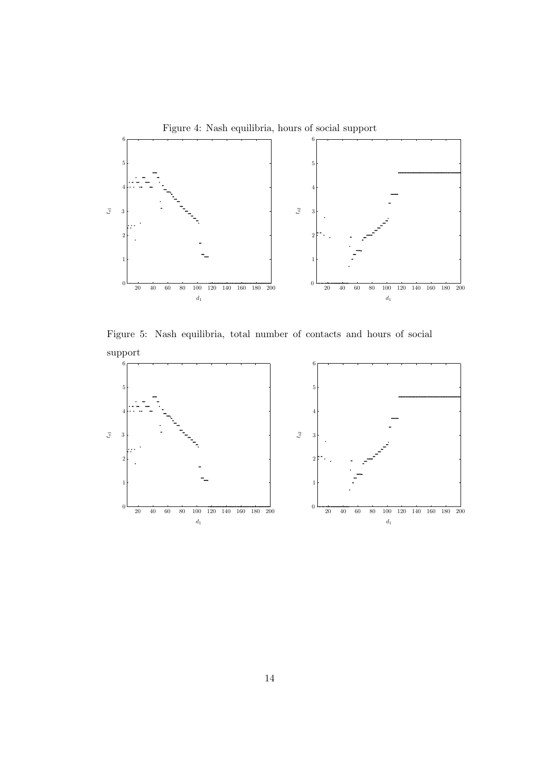Figure 4: Nash equilibria, hours of social support

Figure 5: Nash equilibria, total number of contacts and hours of social support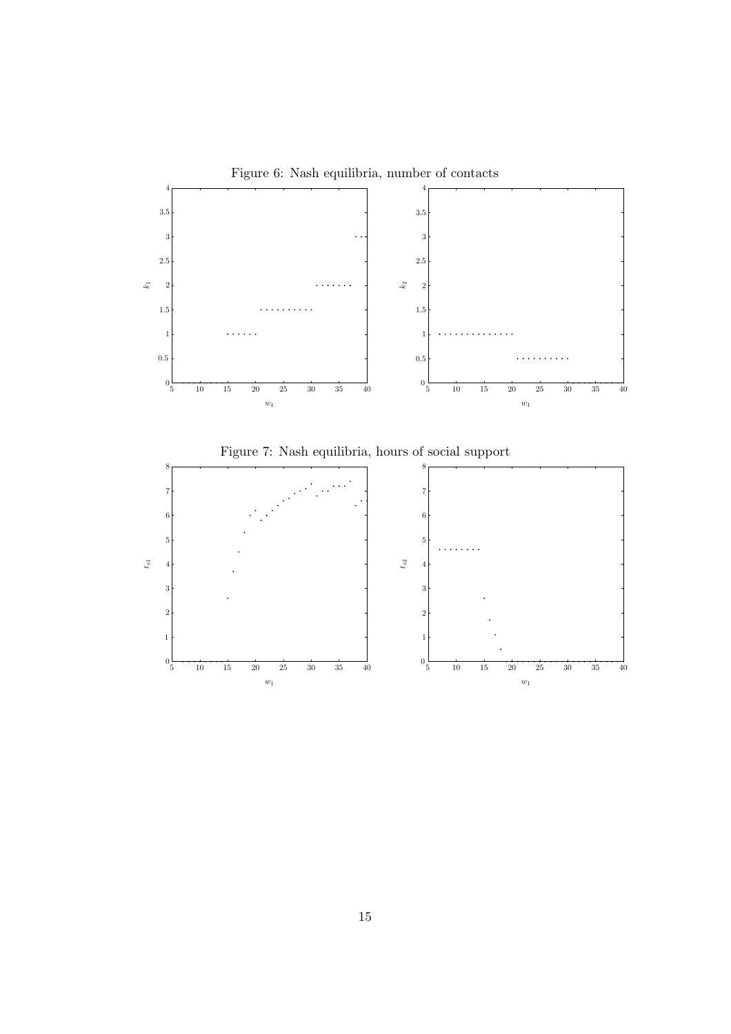Figure 6: Nash equilibria, number of contacts

Figure 7: Nash equilibria, hours of social support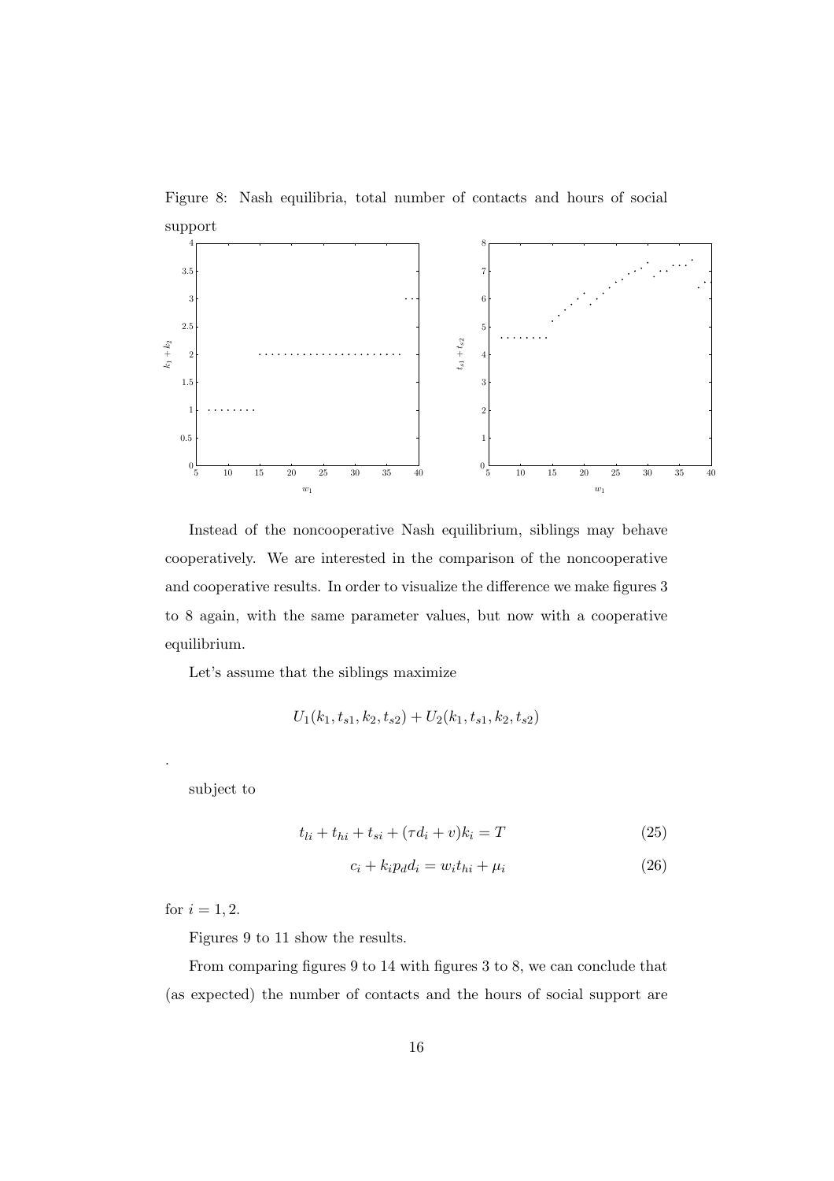Figure 8: Nash equilibria, total number of contacts and hours of social support

Instead of the noncooperative Nash equilibrium, siblings may behave cooperatively. We are interested in the comparison of the noncooperative and cooperative results. In order to visualize the difference we make figures 3 to 8 again, with the same parameter values, but now with a cooperative equilibrium.

Let's assume that the siblings maximize

$$U_1(k_1, t_{s1}, k_2, t_{s2}) + U_2(k_1, t_{s1}, k_2, t_{s2})$$

.

subject to

$$t_{li} + t_{hi} + t_{si} + (\tau d_i + v)k_i = T \tag{25}$$

$$c_i + k_i p_d d_i = w_i t_{hi} + \mu_i \tag{26}$$

for $i = 1, 2$.

Figures 9 to 11 show the results.

From comparing figures 9 to 14 with figures 3 to 8, we can conclude that (as expected) the number of contacts and the hours of social support are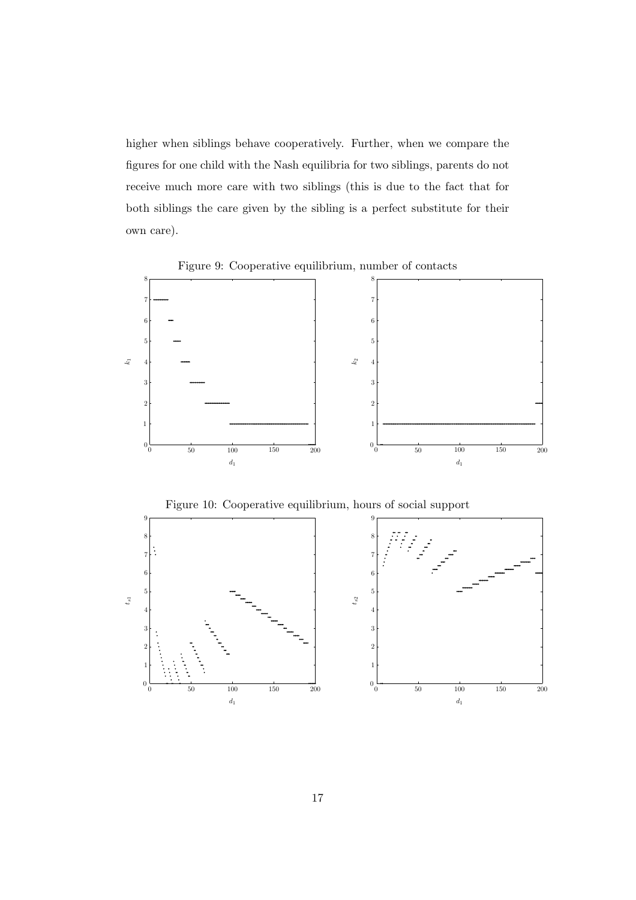higher when siblings behave cooperatively. Further, when we compare the figures for one child with the Nash equilibria for two siblings, parents do not receive much more care with two siblings (this is due to the fact that for both siblings the care given by the sibling is a perfect substitute for their own care).

Figure 9: Cooperative equilibrium, number of contacts

Figure 10: Cooperative equilibrium, hours of social support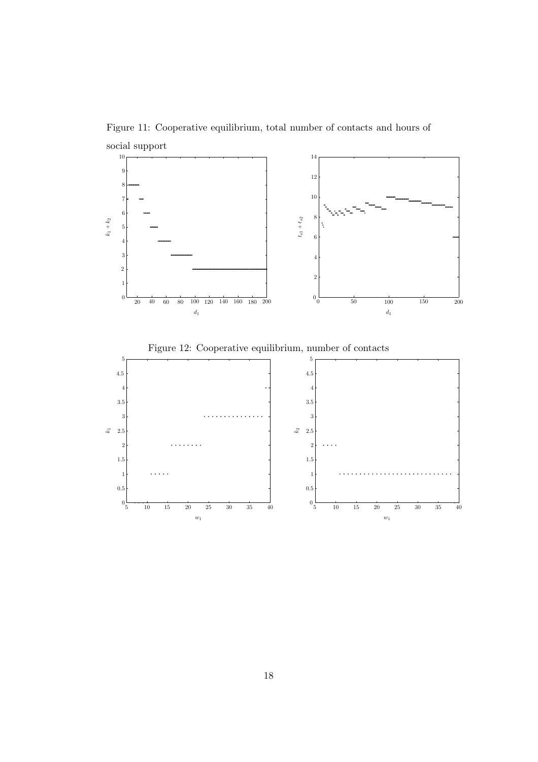Figure 11: Cooperative equilibrium, total number of contacts and hours of social support

Figure 12: Cooperative equilibrium, number of contacts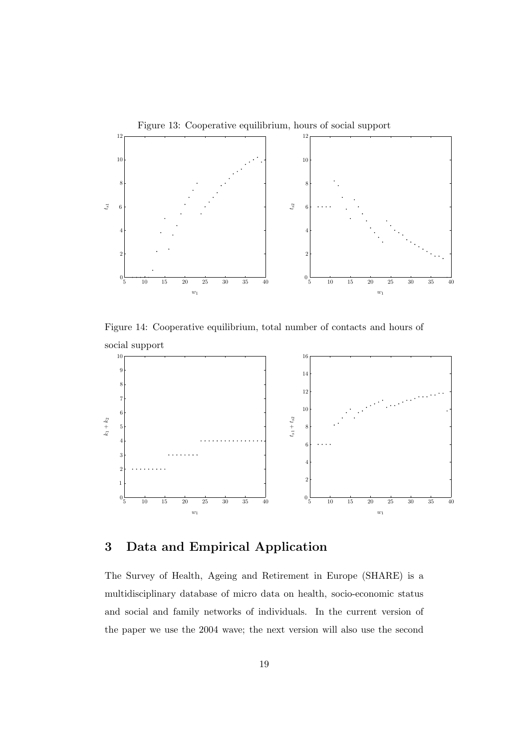Figure 13: Cooperative equilibrium, hours of social support

Figure 14: Cooperative equilibrium, total number of contacts and hours of social support

## 3 Data and Empirical Application

The Survey of Health, Ageing and Retirement in Europe (SHARE) is a multidisciplinary database of micro data on health, socio-economic status and social and family networks of individuals. In the current version of the paper we use the 2004 wave; the next version will also use the second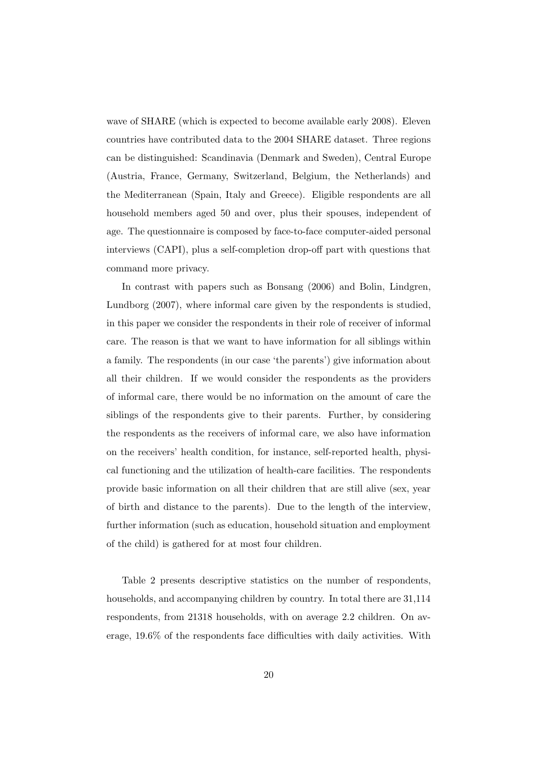wave of SHARE (which is expected to become available early 2008). Eleven countries have contributed data to the 2004 SHARE dataset. Three regions can be distinguished: Scandinavia (Denmark and Sweden), Central Europe (Austria, France, Germany, Switzerland, Belgium, the Netherlands) and the Mediterranean (Spain, Italy and Greece). Eligible respondents are all household members aged 50 and over, plus their spouses, independent of age. The questionnaire is composed by face-to-face computer-aided personal interviews (CAPI), plus a self-completion drop-off part with questions that command more privacy.

In contrast with papers such as Bonsang (2006) and Bolin, Lindgren, Lundborg (2007), where informal care given by the respondents is studied, in this paper we consider the respondents in their role of receiver of informal care. The reason is that we want to have information for all siblings within a family. The respondents (in our case 'the parents') give information about all their children. If we would consider the respondents as the providers of informal care, there would be no information on the amount of care the siblings of the respondents give to their parents. Further, by considering the respondents as the receivers of informal care, we also have information on the receivers' health condition, for instance, self-reported health, physical functioning and the utilization of health-care facilities. The respondents provide basic information on all their children that are still alive (sex, year of birth and distance to the parents). Due to the length of the interview, further information (such as education, household situation and employment of the child) is gathered for at most four children.

Table 2 presents descriptive statistics on the number of respondents, households, and accompanying children by country. In total there are 31,114 respondents, from 21318 households, with on average 2.2 children. On average, 19.6% of the respondents face difficulties with daily activities. With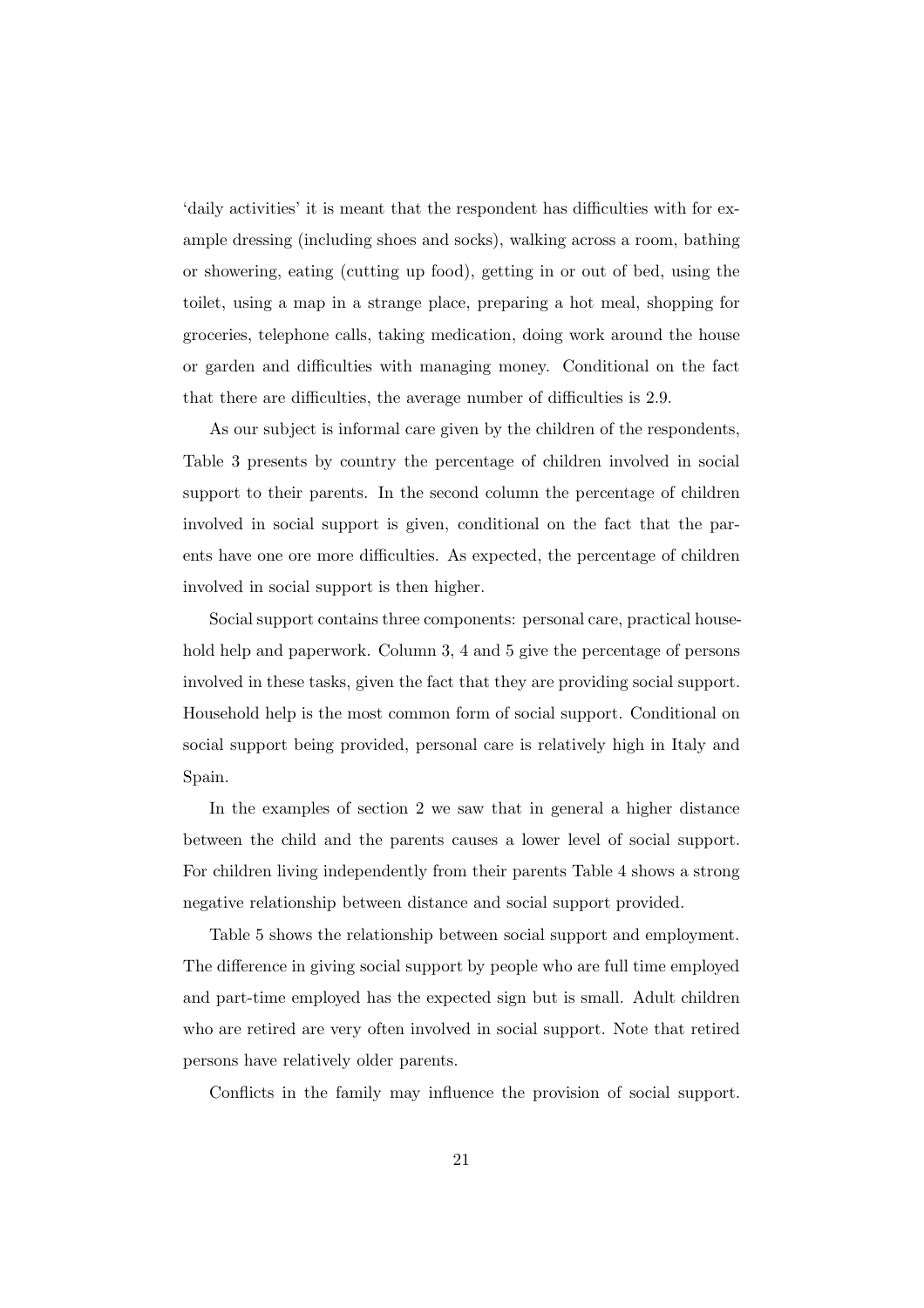'daily activities' it is meant that the respondent has difficulties with for example dressing (including shoes and socks), walking across a room, bathing or showering, eating (cutting up food), getting in or out of bed, using the toilet, using a map in a strange place, preparing a hot meal, shopping for groceries, telephone calls, taking medication, doing work around the house or garden and difficulties with managing money. Conditional on the fact that there are difficulties, the average number of difficulties is 2.9.

As our subject is informal care given by the children of the respondents, Table 3 presents by country the percentage of children involved in social support to their parents. In the second column the percentage of children involved in social support is given, conditional on the fact that the parents have one ore more difficulties. As expected, the percentage of children involved in social support is then higher.

Social support contains three components: personal care, practical household help and paperwork. Column 3, 4 and 5 give the percentage of persons involved in these tasks, given the fact that they are providing social support. Household help is the most common form of social support. Conditional on social support being provided, personal care is relatively high in Italy and Spain.

In the examples of section 2 we saw that in general a higher distance between the child and the parents causes a lower level of social support. For children living independently from their parents Table 4 shows a strong negative relationship between distance and social support provided.

Table 5 shows the relationship between social support and employment. The difference in giving social support by people who are full time employed and part-time employed has the expected sign but is small. Adult children who are retired are very often involved in social support. Note that retired persons have relatively older parents.

Conflicts in the family may influence the provision of social support.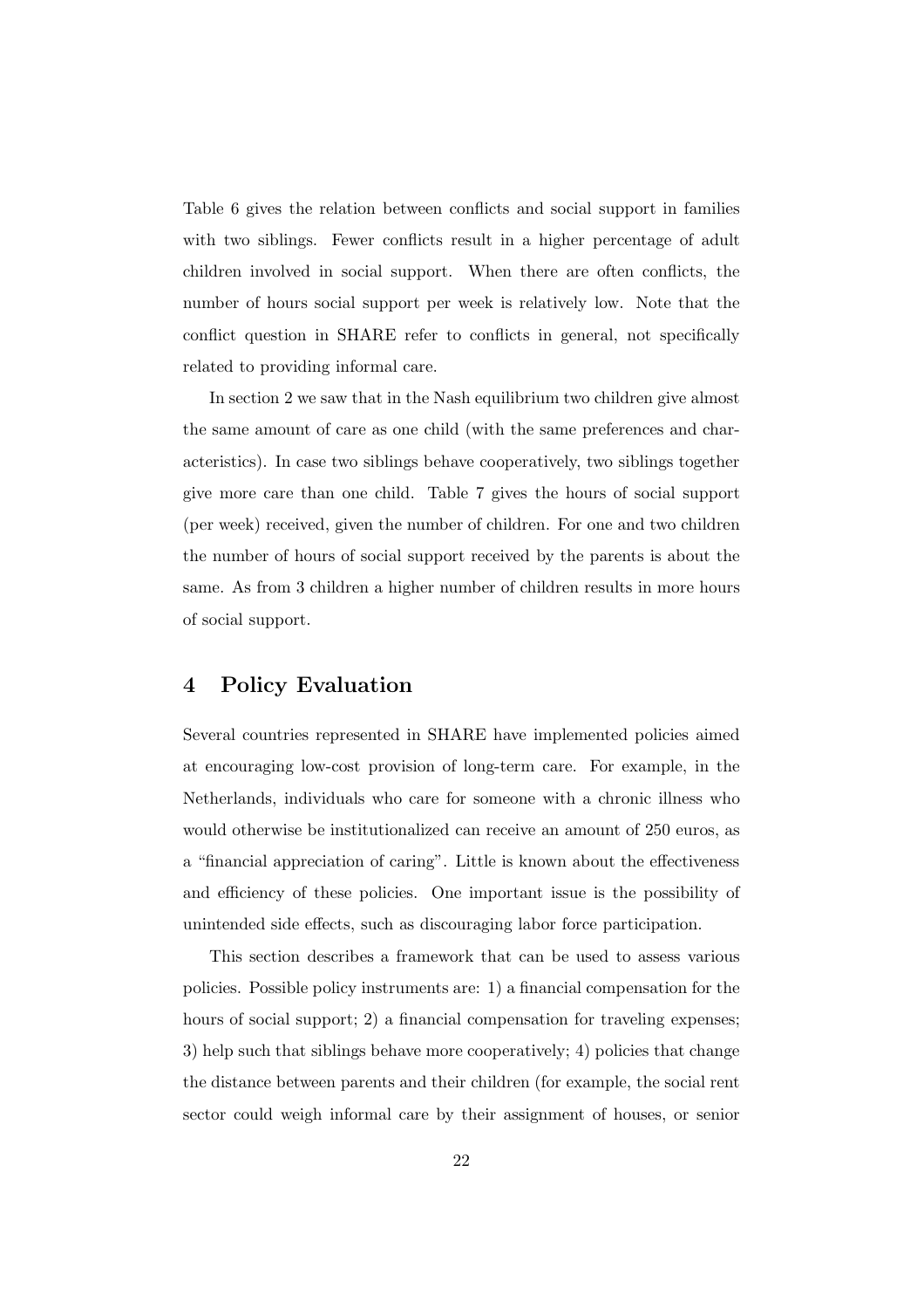Table 6 gives the relation between conflicts and social support in families with two siblings. Fewer conflicts result in a higher percentage of adult children involved in social support. When there are often conflicts, the number of hours social support per week is relatively low. Note that the conflict question in SHARE refer to conflicts in general, not specifically related to providing informal care.

In section 2 we saw that in the Nash equilibrium two children give almost the same amount of care as one child (with the same preferences and characteristics). In case two siblings behave cooperatively, two siblings together give more care than one child. Table 7 gives the hours of social support (per week) received, given the number of children. For one and two children the number of hours of social support received by the parents is about the same. As from 3 children a higher number of children results in more hours of social support.

## 4 Policy Evaluation

Several countries represented in SHARE have implemented policies aimed at encouraging low-cost provision of long-term care. For example, in the Netherlands, individuals who care for someone with a chronic illness who would otherwise be institutionalized can receive an amount of 250 euros, as a "financial appreciation of caring". Little is known about the effectiveness and efficiency of these policies. One important issue is the possibility of unintended side effects, such as discouraging labor force participation.

This section describes a framework that can be used to assess various policies. Possible policy instruments are: 1) a financial compensation for the hours of social support; 2) a financial compensation for traveling expenses; 3) help such that siblings behave more cooperatively; 4) policies that change the distance between parents and their children (for example, the social rent sector could weigh informal care by their assignment of houses, or senior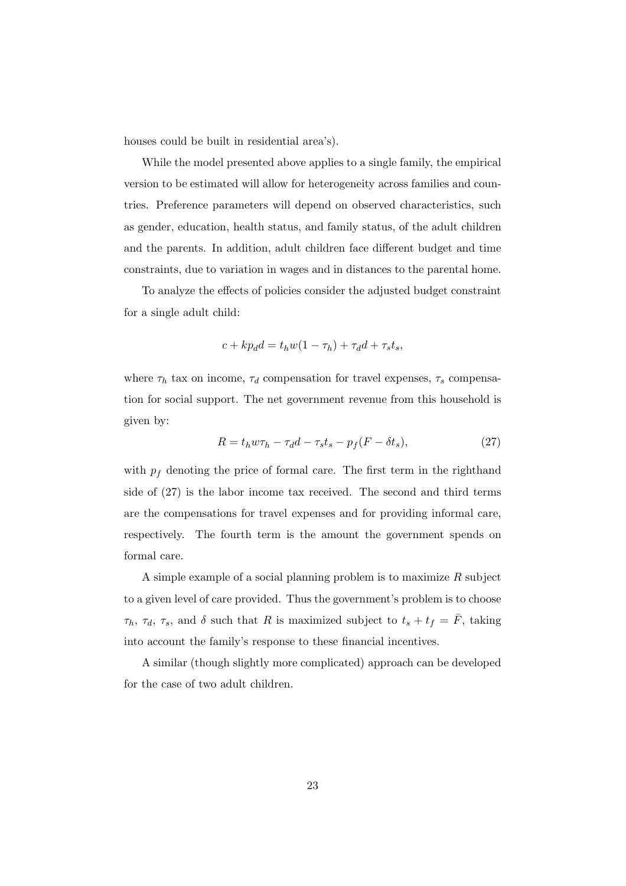houses could be built in residential area's).

While the model presented above applies to a single family, the empirical version to be estimated will allow for heterogeneity across families and countries. Preference parameters will depend on observed characteristics, such as gender, education, health status, and family status, of the adult children and the parents. In addition, adult children face different budget and time constraints, due to variation in wages and in distances to the parental home.

To analyze the effects of policies consider the adjusted budget constraint for a single adult child:

$$c + kp_d d = t_h w(1 - \tau_h) + \tau_d d + \tau_s t_s,$$

where $\tau_h$ tax on income, $\tau_d$ compensation for travel expenses, $\tau_s$ compensation for social support. The net government revenue from this household is given by:

$$R = t_h w \tau_h - \tau_d d - \tau_s t_s - p_f(F - \delta t_s), \tag{27}$$

with $p_f$ denoting the price of formal care. The first term in the righthand side of (27) is the labor income tax received. The second and third terms are the compensations for travel expenses and for providing informal care, respectively. The fourth term is the amount the government spends on formal care.

A simple example of a social planning problem is to maximize $R$ subject to a given level of care provided. Thus the government's problem is to choose $\tau_h$, $\tau_d$, $\tau_s$, and $\delta$ such that $R$ is maximized subject to $t_s + t_f = \bar{F}$, taking into account the family's response to these financial incentives.

A similar (though slightly more complicated) approach can be developed for the case of two adult children.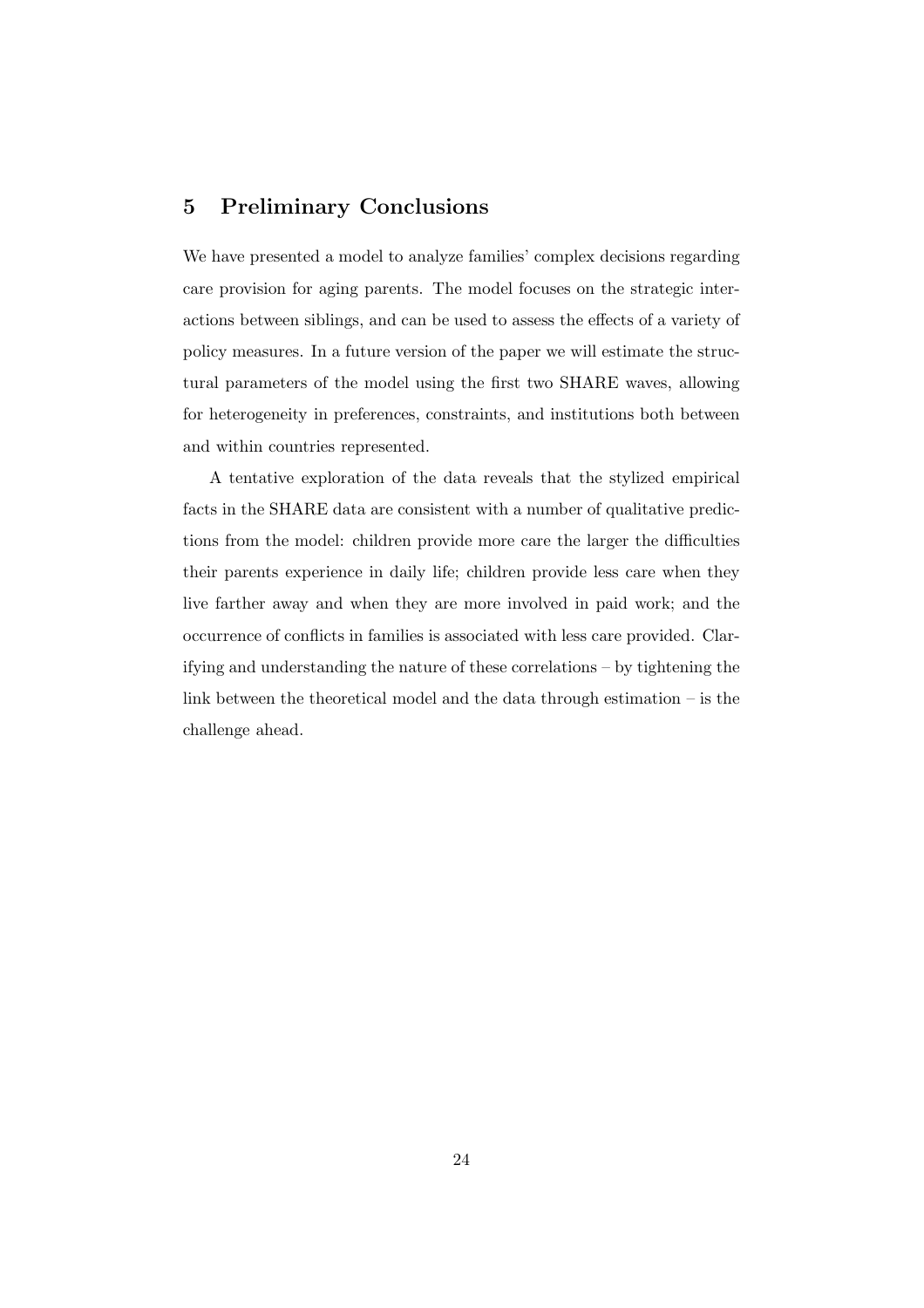## 5 Preliminary Conclusions

We have presented a model to analyze families' complex decisions regarding care provision for aging parents. The model focuses on the strategic interactions between siblings, and can be used to assess the effects of a variety of policy measures. In a future version of the paper we will estimate the structural parameters of the model using the first two SHARE waves, allowing for heterogeneity in preferences, constraints, and institutions both between and within countries represented.

A tentative exploration of the data reveals that the stylized empirical facts in the SHARE data are consistent with a number of qualitative predictions from the model: children provide more care the larger the difficulties their parents experience in daily life; children provide less care when they live farther away and when they are more involved in paid work; and the occurrence of conflicts in families is associated with less care provided. Clarifying and understanding the nature of these correlations – by tightening the link between the theoretical model and the data through estimation – is the challenge ahead.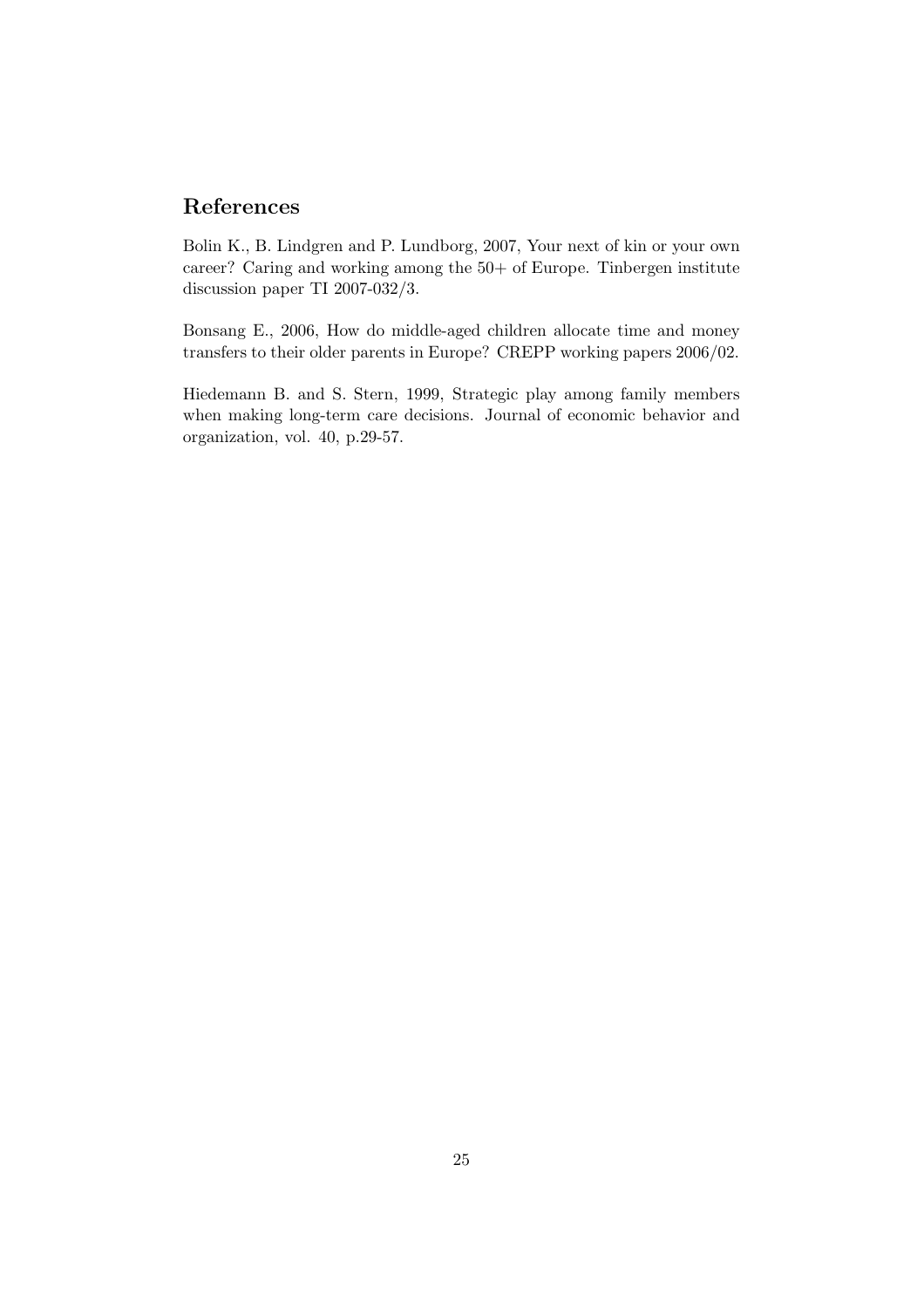## References

Bolin K., B. Lindgren and P. Lundborg, 2007, Your next of kin or your own career? Caring and working among the 50+ of Europe. Tinbergen institute discussion paper TI 2007-032/3.

Bonsang E., 2006, How do middle-aged children allocate time and money transfers to their older parents in Europe? CREPP working papers 2006/02.

Hiedemann B. and S. Stern, 1999, Strategic play among family members when making long-term care decisions. Journal of economic behavior and organization, vol. 40, p.29-57.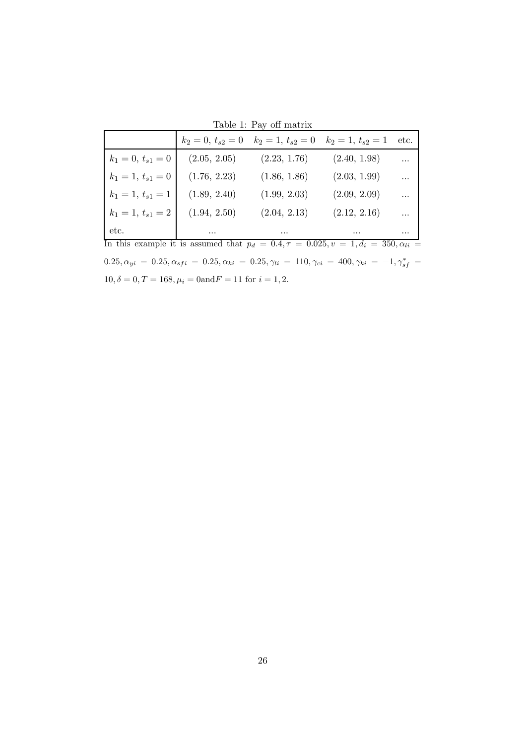Table 1: Pay off matrix

| | $k_2 = 0,\, t_{s2} = 0$ | $k_2 = 1,\, t_{s2} = 0$ | $k_2 = 1,\, t_{s2} = 1$ | etc. |
|---|---|---|---|---|
| $k_1 = 0,\, t_{s1} = 0$ | (2.05, 2.05) | (2.23, 1.76) | (2.40, 1.98) | ... |
| $k_1 = 1,\, t_{s1} = 0$ | (1.76, 2.23) | (1.86, 1.86) | (2.03, 1.99) | ... |
| $k_1 = 1,\, t_{s1} = 1$ | (1.89, 2.40) | (1.99, 2.03) | (2.09, 2.09) | ... |
| $k_1 = 1,\, t_{s1} = 2$ | (1.94, 2.50) | (2.04, 2.13) | (2.12, 2.16) | ... |
| etc. | ... | ... | ... | ... |

In this example it is assumed that $p_d = 0.4, \tau = 0.025, v = 1, d_i = 350, \alpha_{li} = 0.25, \alpha_{yi} = 0.25, \alpha_{sfi} = 0.25, \alpha_{ki} = 0.25, \gamma_{li} = 110, \gamma_{ci} = 400, \gamma_{ki} = -1, \gamma_{sf}^{*} = 10, \delta = 0, T = 168, \mu_i = 0 \text{and} F = 11$ for $i = 1, 2$.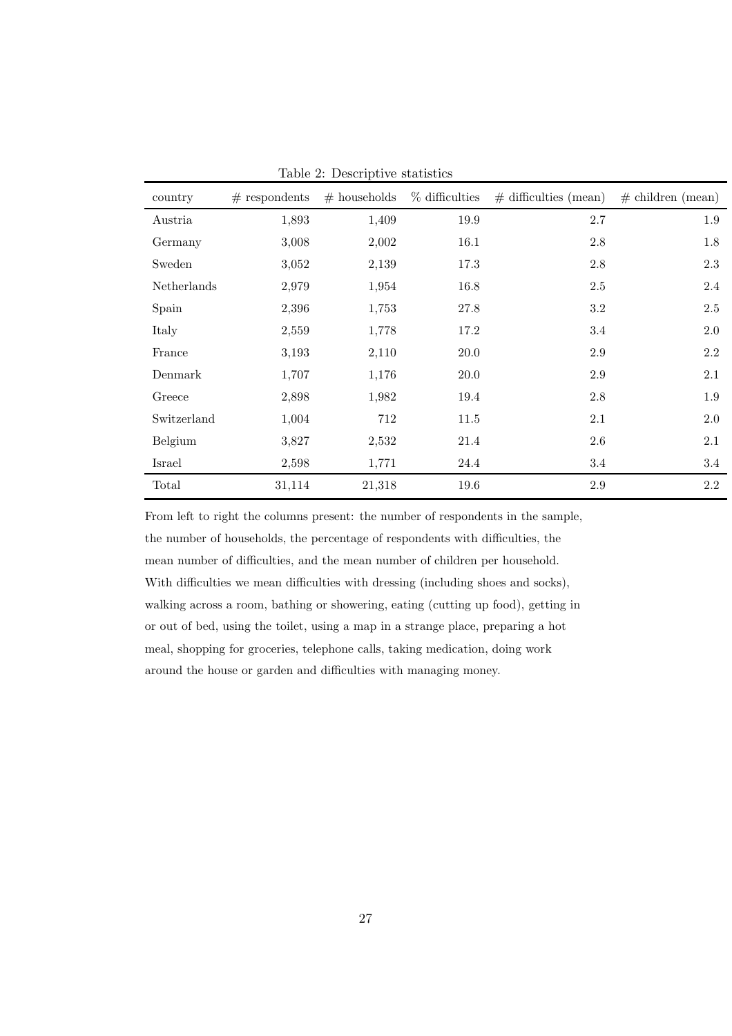Table 2: Descriptive statistics

| country | # respondents | # households | % difficulties | # difficulties (mean) | # children (mean) |
|---|---|---|---|---|---|
| Austria | 1,893 | 1,409 | 19.9 | 2.7 | 1.9 |
| Germany | 3,008 | 2,002 | 16.1 | 2.8 | 1.8 |
| Sweden | 3,052 | 2,139 | 17.3 | 2.8 | 2.3 |
| Netherlands | 2,979 | 1,954 | 16.8 | 2.5 | 2.4 |
| Spain | 2,396 | 1,753 | 27.8 | 3.2 | 2.5 |
| Italy | 2,559 | 1,778 | 17.2 | 3.4 | 2.0 |
| France | 3,193 | 2,110 | 20.0 | 2.9 | 2.2 |
| Denmark | 1,707 | 1,176 | 20.0 | 2.9 | 2.1 |
| Greece | 2,898 | 1,982 | 19.4 | 2.8 | 1.9 |
| Switzerland | 1,004 | 712 | 11.5 | 2.1 | 2.0 |
| Belgium | 3,827 | 2,532 | 21.4 | 2.6 | 2.1 |
| Israel | 2,598 | 1,771 | 24.4 | 3.4 | 3.4 |
| Total | 31,114 | 21,318 | 19.6 | 2.9 | 2.2 |

From left to right the columns present: the number of respondents in the sample, the number of households, the percentage of respondents with difficulties, the mean number of difficulties, and the mean number of children per household. With difficulties we mean difficulties with dressing (including shoes and socks), walking across a room, bathing or showering, eating (cutting up food), getting in or out of bed, using the toilet, using a map in a strange place, preparing a hot meal, shopping for groceries, telephone calls, taking medication, doing work around the house or garden and difficulties with managing money.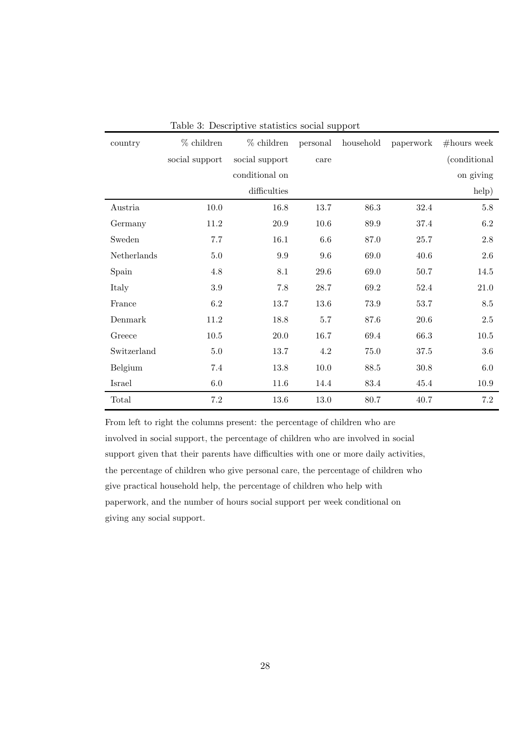Table 3: Descriptive statistics social support

| country | % children social support | % children social support conditional on difficulties | personal care | household | paperwork | #hours week (conditional on giving help) |
|---|---|---|---|---|---|---|
| Austria | 10.0 | 16.8 | 13.7 | 86.3 | 32.4 | 5.8 |
| Germany | 11.2 | 20.9 | 10.6 | 89.9 | 37.4 | 6.2 |
| Sweden | 7.7 | 16.1 | 6.6 | 87.0 | 25.7 | 2.8 |
| Netherlands | 5.0 | 9.9 | 9.6 | 69.0 | 40.6 | 2.6 |
| Spain | 4.8 | 8.1 | 29.6 | 69.0 | 50.7 | 14.5 |
| Italy | 3.9 | 7.8 | 28.7 | 69.2 | 52.4 | 21.0 |
| France | 6.2 | 13.7 | 13.6 | 73.9 | 53.7 | 8.5 |
| Denmark | 11.2 | 18.8 | 5.7 | 87.6 | 20.6 | 2.5 |
| Greece | 10.5 | 20.0 | 16.7 | 69.4 | 66.3 | 10.5 |
| Switzerland | 5.0 | 13.7 | 4.2 | 75.0 | 37.5 | 3.6 |
| Belgium | 7.4 | 13.8 | 10.0 | 88.5 | 30.8 | 6.0 |
| Israel | 6.0 | 11.6 | 14.4 | 83.4 | 45.4 | 10.9 |
| Total | 7.2 | 13.6 | 13.0 | 80.7 | 40.7 | 7.2 |

From left to right the columns present: the percentage of children who are involved in social support, the percentage of children who are involved in social support given that their parents have difficulties with one or more daily activities, the percentage of children who give personal care, the percentage of children who give practical household help, the percentage of children who help with paperwork, and the number of hours social support per week conditional on giving any social support.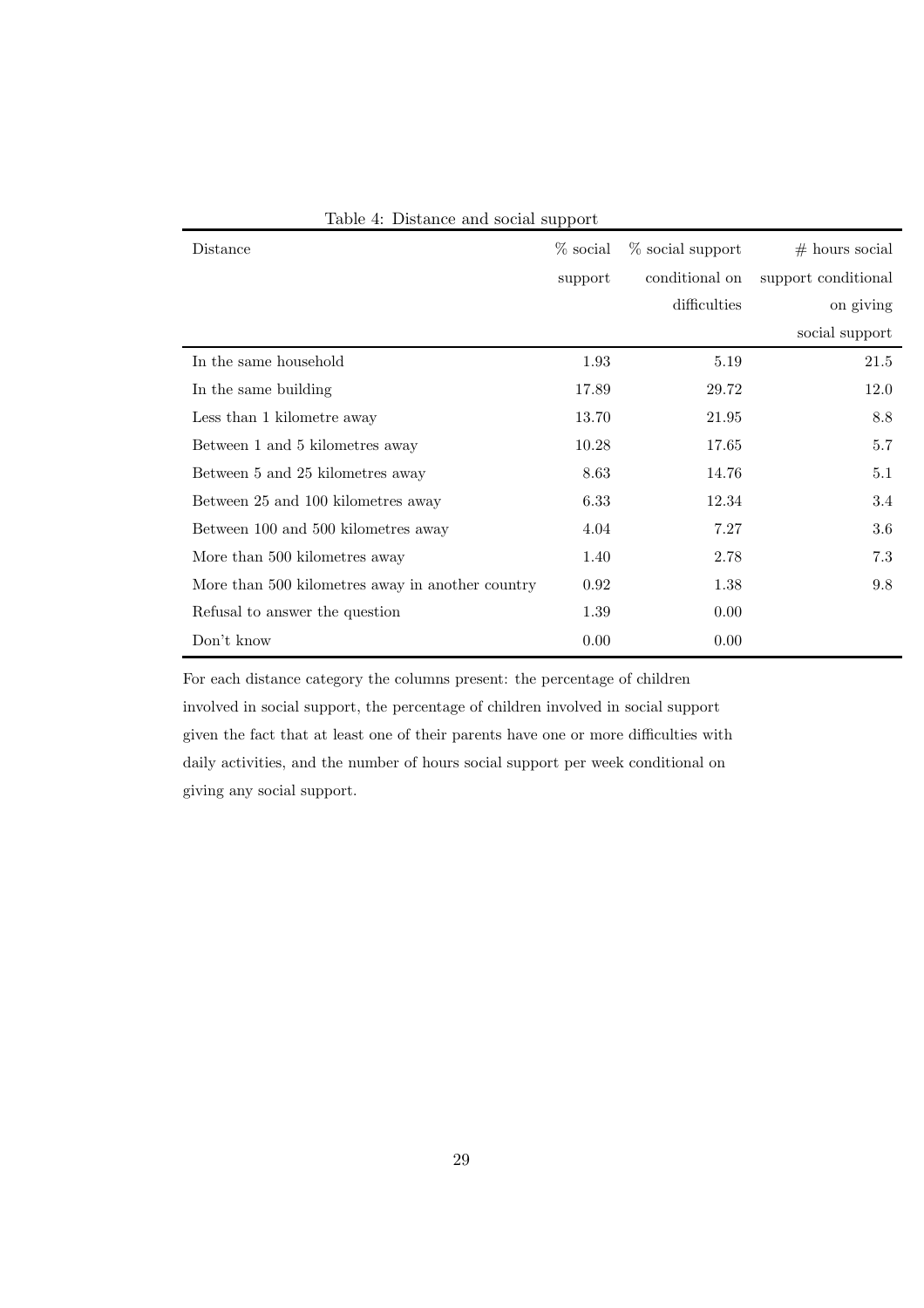Table 4: Distance and social support

| Distance | % social support | % social support conditional on difficulties | # hours social support conditional on giving social support |
|---|---|---|---|
| In the same household | 1.93 | 5.19 | 21.5 |
| In the same building | 17.89 | 29.72 | 12.0 |
| Less than 1 kilometre away | 13.70 | 21.95 | 8.8 |
| Between 1 and 5 kilometres away | 10.28 | 17.65 | 5.7 |
| Between 5 and 25 kilometres away | 8.63 | 14.76 | 5.1 |
| Between 25 and 100 kilometres away | 6.33 | 12.34 | 3.4 |
| Between 100 and 500 kilometres away | 4.04 | 7.27 | 3.6 |
| More than 500 kilometres away | 1.40 | 2.78 | 7.3 |
| More than 500 kilometres away in another country | 0.92 | 1.38 | 9.8 |
| Refusal to answer the question | 1.39 | 0.00 | |
| Don't know | 0.00 | 0.00 | |

For each distance category the columns present: the percentage of children involved in social support, the percentage of children involved in social support given the fact that at least one of their parents have one or more difficulties with daily activities, and the number of hours social support per week conditional on giving any social support.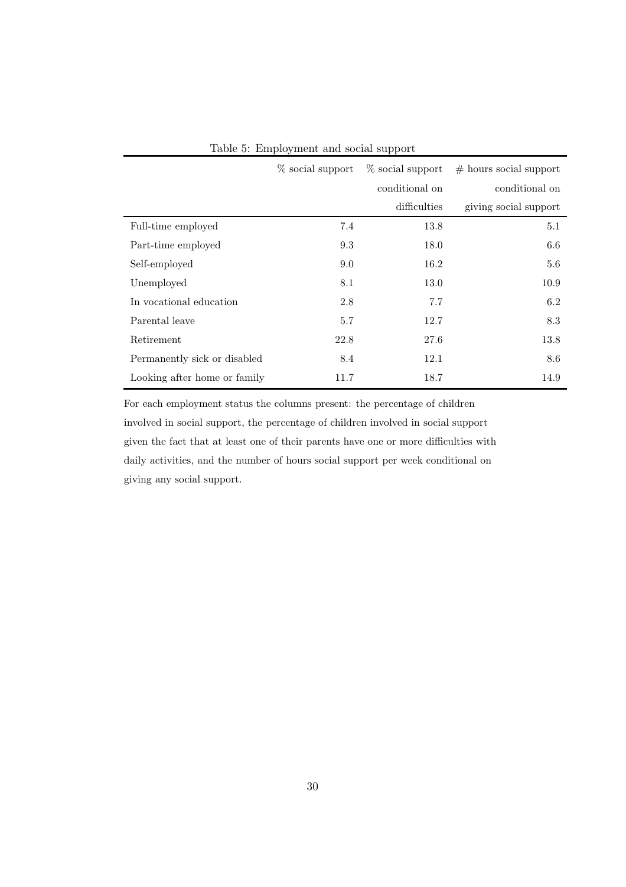Table 5: Employment and social support

| | % social support | % social support conditional on difficulties | # hours social support conditional on giving social support |
|---|---|---|---|
| Full-time employed | 7.4 | 13.8 | 5.1 |
| Part-time employed | 9.3 | 18.0 | 6.6 |
| Self-employed | 9.0 | 16.2 | 5.6 |
| Unemployed | 8.1 | 13.0 | 10.9 |
| In vocational education | 2.8 | 7.7 | 6.2 |
| Parental leave | 5.7 | 12.7 | 8.3 |
| Retirement | 22.8 | 27.6 | 13.8 |
| Permanently sick or disabled | 8.4 | 12.1 | 8.6 |
| Looking after home or family | 11.7 | 18.7 | 14.9 |

For each employment status the columns present: the percentage of children involved in social support, the percentage of children involved in social support given the fact that at least one of their parents have one or more difficulties with daily activities, and the number of hours social support per week conditional on giving any social support.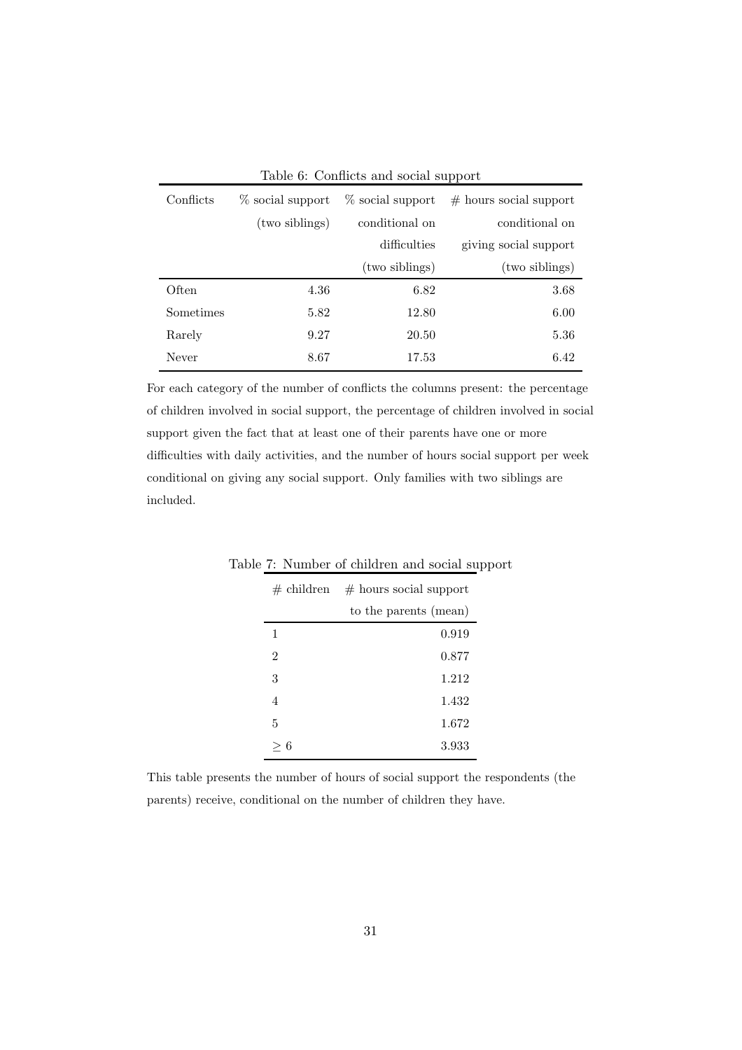Table 6: Conflicts and social support

| Conflicts | % social support (two siblings) | % social support conditional on difficulties (two siblings) | # hours social support conditional on giving social support (two siblings) |
|---|---|---|---|
| Often | 4.36 | 6.82 | 3.68 |
| Sometimes | 5.82 | 12.80 | 6.00 |
| Rarely | 9.27 | 20.50 | 5.36 |
| Never | 8.67 | 17.53 | 6.42 |

For each category of the number of conflicts the columns present: the percentage of children involved in social support, the percentage of children involved in social support given the fact that at least one of their parents have one or more difficulties with daily activities, and the number of hours social support per week conditional on giving any social support. Only families with two siblings are included.

Table 7: Number of children and social support

| # children | # hours social support to the parents (mean) |
|---|---|
| 1 | 0.919 |
| 2 | 0.877 |
| 3 | 1.212 |
| 4 | 1.432 |
| 5 | 1.672 |
| $\geq 6$ | 3.933 |

This table presents the number of hours of social support the respondents (the parents) receive, conditional on the number of children they have.